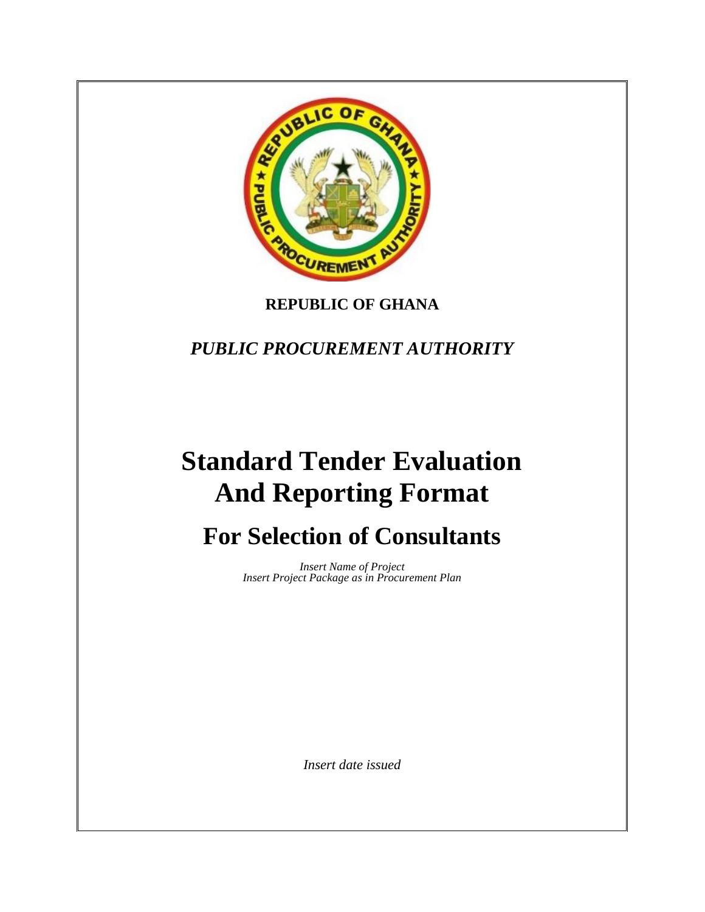**REPUBLIC OF GHANA**

***PUBLIC PROCUREMENT AUTHORITY***

# Standard Tender Evaluation And Reporting Format

## For Selection of Consultants

*Insert Name of Project*
*Insert Project Package as in Procurement Plan*

*Insert date issued*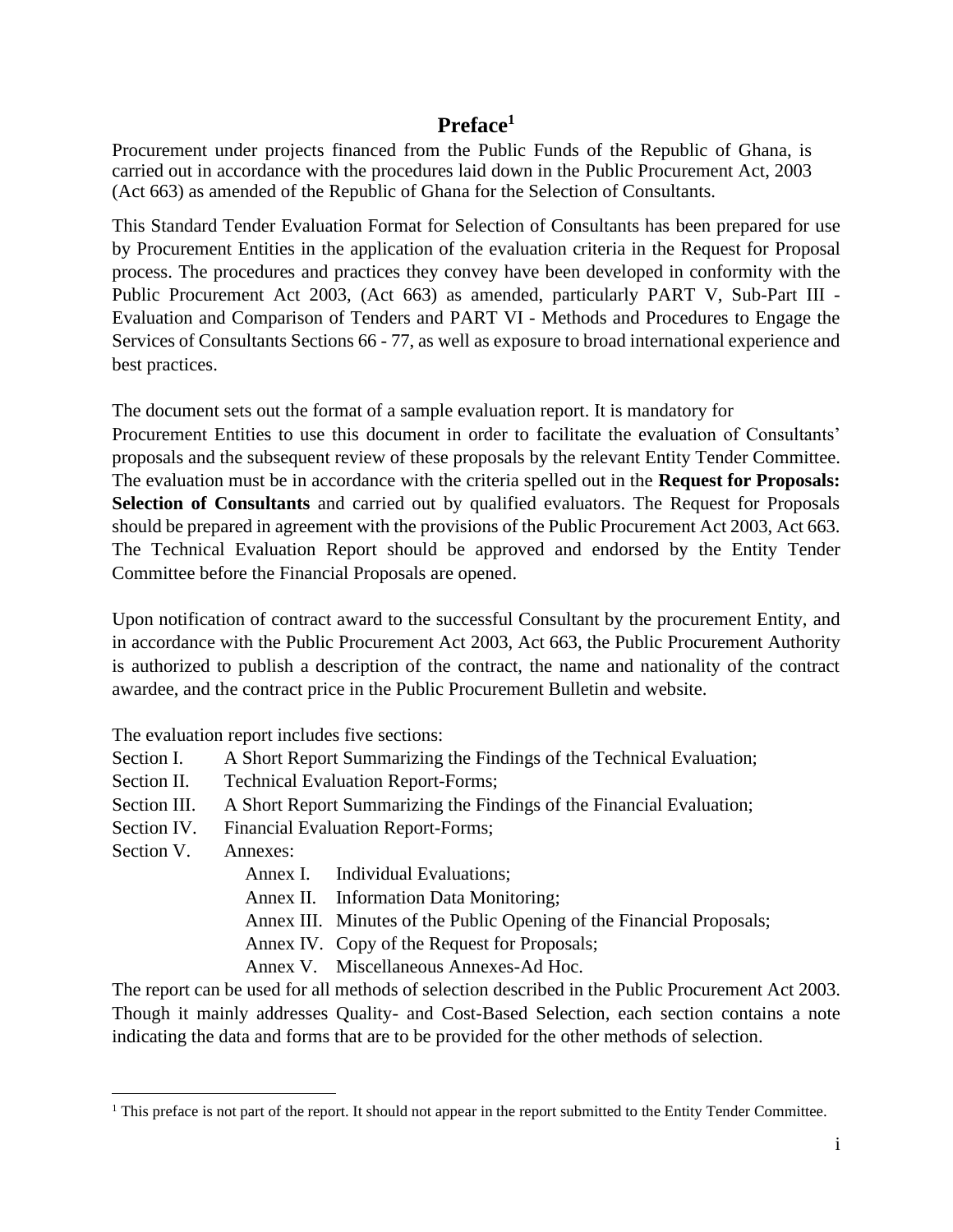# Preface[1]

Procurement under projects financed from the Public Funds of the Republic of Ghana, is carried out in accordance with the procedures laid down in the Public Procurement Act, 2003 (Act 663) as amended of the Republic of Ghana for the Selection of Consultants.

This Standard Tender Evaluation Format for Selection of Consultants has been prepared for use by Procurement Entities in the application of the evaluation criteria in the Request for Proposal process. The procedures and practices they convey have been developed in conformity with the Public Procurement Act 2003, (Act 663) as amended, particularly PART V, Sub-Part III - Evaluation and Comparison of Tenders and PART VI - Methods and Procedures to Engage the Services of Consultants Sections 66 - 77, as well as exposure to broad international experience and best practices.

The document sets out the format of a sample evaluation report. It is mandatory for Procurement Entities to use this document in order to facilitate the evaluation of Consultants' proposals and the subsequent review of these proposals by the relevant Entity Tender Committee. The evaluation must be in accordance with the criteria spelled out in the **Request for Proposals: Selection of Consultants** and carried out by qualified evaluators. The Request for Proposals should be prepared in agreement with the provisions of the Public Procurement Act 2003, Act 663. The Technical Evaluation Report should be approved and endorsed by the Entity Tender Committee before the Financial Proposals are opened.

Upon notification of contract award to the successful Consultant by the procurement Entity, and in accordance with the Public Procurement Act 2003, Act 663, the Public Procurement Authority is authorized to publish a description of the contract, the name and nationality of the contract awardee, and the contract price in the Public Procurement Bulletin and website.

The evaluation report includes five sections:

- Section I. A Short Report Summarizing the Findings of the Technical Evaluation;
- Section II. Technical Evaluation Report-Forms;
- Section III. A Short Report Summarizing the Findings of the Financial Evaluation;
- Section IV. Financial Evaluation Report-Forms;
- Section V. Annexes:
  - Annex I. Individual Evaluations;
  - Annex II. Information Data Monitoring;
  - Annex III. Minutes of the Public Opening of the Financial Proposals;
  - Annex IV. Copy of the Request for Proposals;
  - Annex V. Miscellaneous Annexes-Ad Hoc.

The report can be used for all methods of selection described in the Public Procurement Act 2003. Though it mainly addresses Quality- and Cost-Based Selection, each section contains a note indicating the data and forms that are to be provided for the other methods of selection.

[1] This preface is not part of the report. It should not appear in the report submitted to the Entity Tender Committee.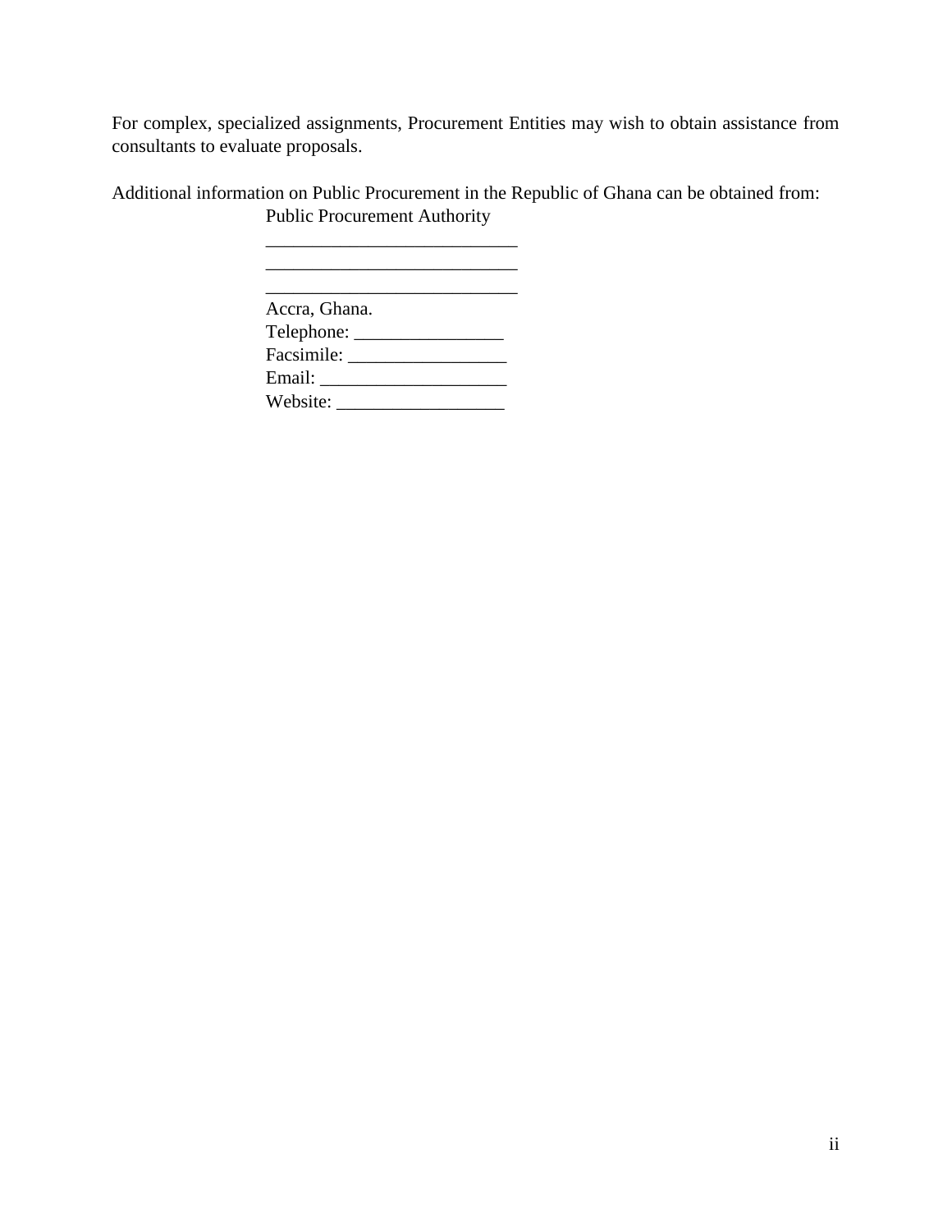For complex, specialized assignments, Procurement Entities may wish to obtain assistance from consultants to evaluate proposals.

Additional information on Public Procurement in the Republic of Ghana can be obtained from:

Public Procurement Authority
___________________________
___________________________
___________________________
Accra, Ghana.
Telephone: ________________
Facsimile: _________________
Email: ____________________
Website: __________________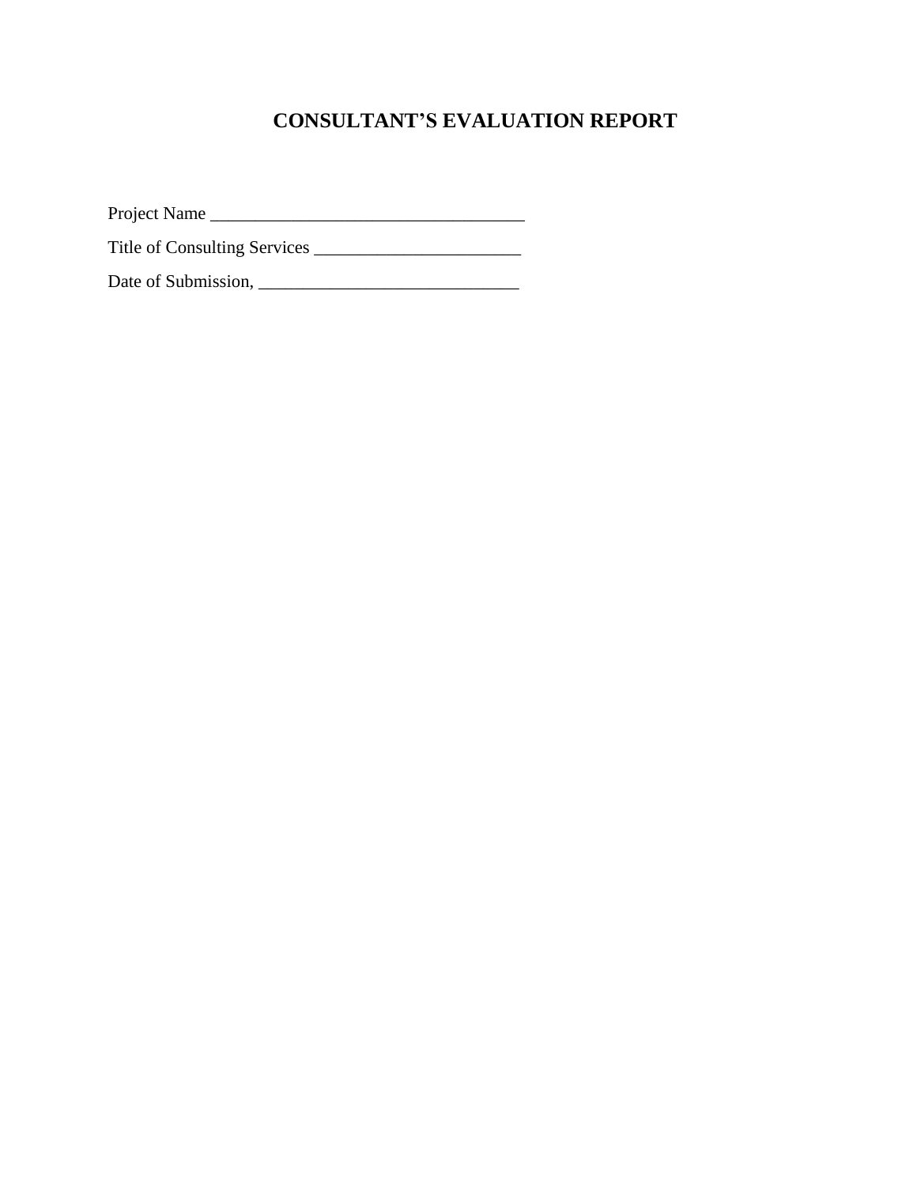# CONSULTANT'S EVALUATION REPORT

Project Name ___________________________________

Title of Consulting Services ______________________

Date of Submission, ____________________________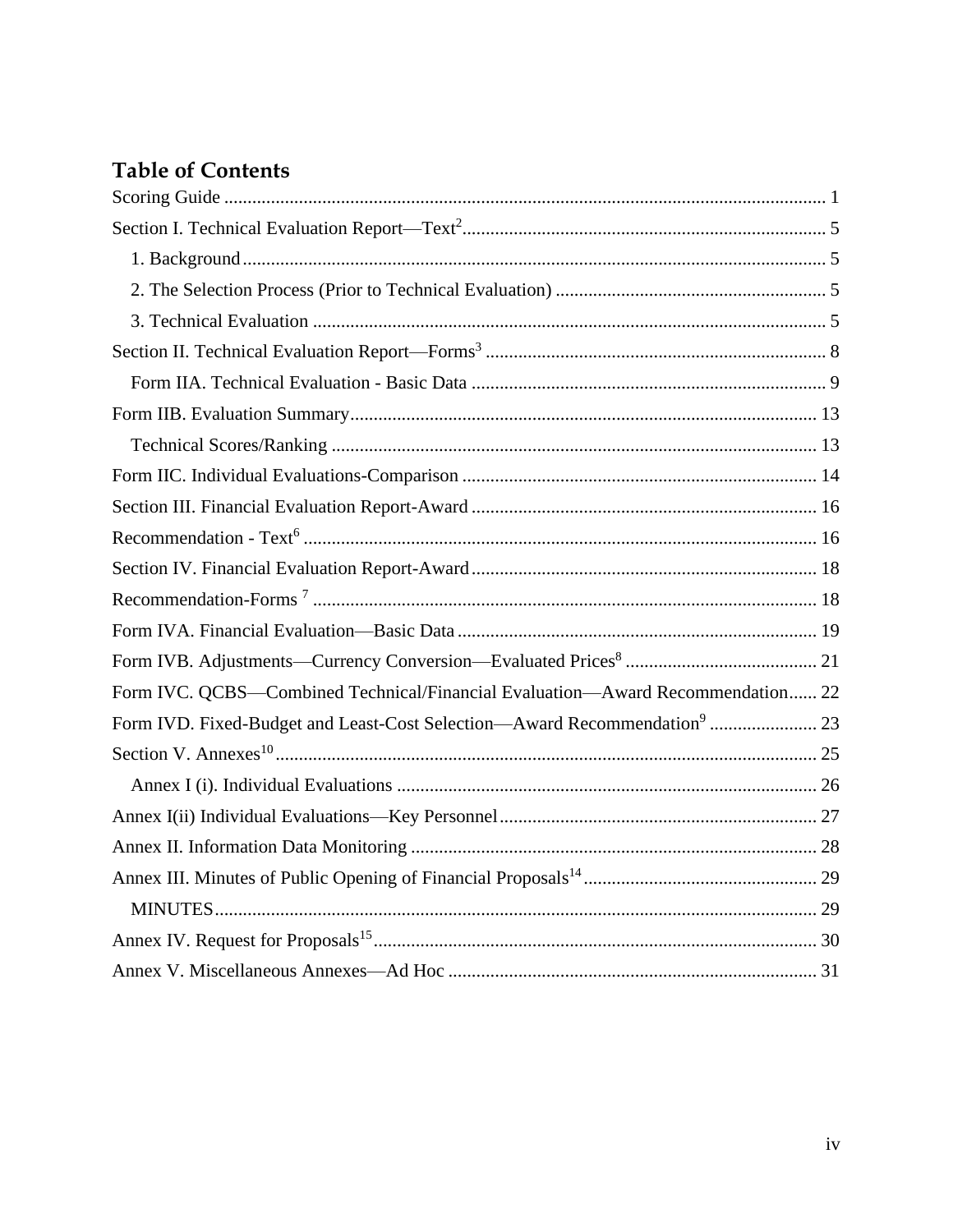# Table of Contents

Scoring Guide ..... 1

Section I. Technical Evaluation Report—Text[2] ..... 5

- 1. Background ..... 5
- 2. The Selection Process (Prior to Technical Evaluation) ..... 5
- 3. Technical Evaluation ..... 5

Section II. Technical Evaluation Report—Forms[3] ..... 8

- Form IIA. Technical Evaluation - Basic Data ..... 9

Form IIB. Evaluation Summary ..... 13

- Technical Scores/Ranking ..... 13

Form IIC. Individual Evaluations-Comparison ..... 14

Section III. Financial Evaluation Report-Award ..... 16

Recommendation - Text[6] ..... 16

Section IV. Financial Evaluation Report-Award ..... 18

Recommendation-Forms [7] ..... 18

Form IVA. Financial Evaluation—Basic Data ..... 19

Form IVB. Adjustments—Currency Conversion—Evaluated Prices[8] ..... 21

Form IVC. QCBS—Combined Technical/Financial Evaluation—Award Recommendation ..... 22

Form IVD. Fixed-Budget and Least-Cost Selection—Award Recommendation[9] ..... 23

Section V. Annexes[10] ..... 25

- Annex I (i). Individual Evaluations ..... 26

Annex I(ii) Individual Evaluations—Key Personnel ..... 27

Annex II. Information Data Monitoring ..... 28

Annex III. Minutes of Public Opening of Financial Proposals[14] ..... 29

- MINUTES ..... 29

Annex IV. Request for Proposals[15] ..... 30

Annex V. Miscellaneous Annexes—Ad Hoc ..... 31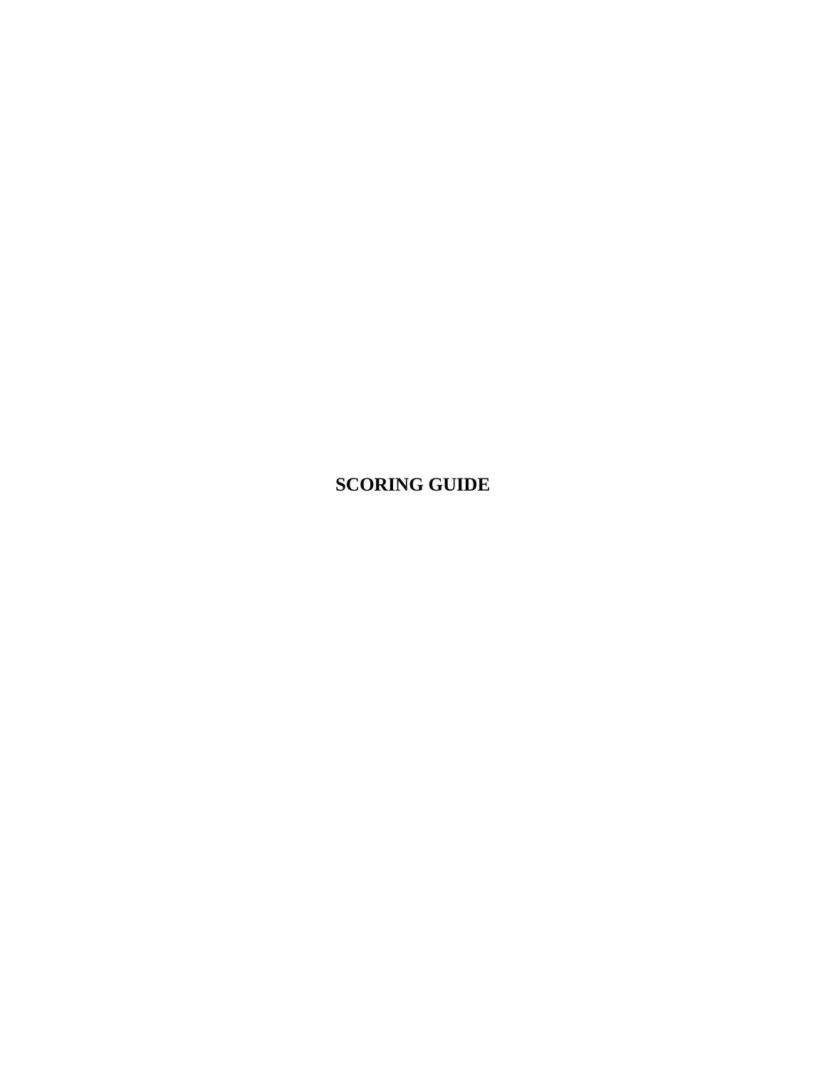# SCORING GUIDE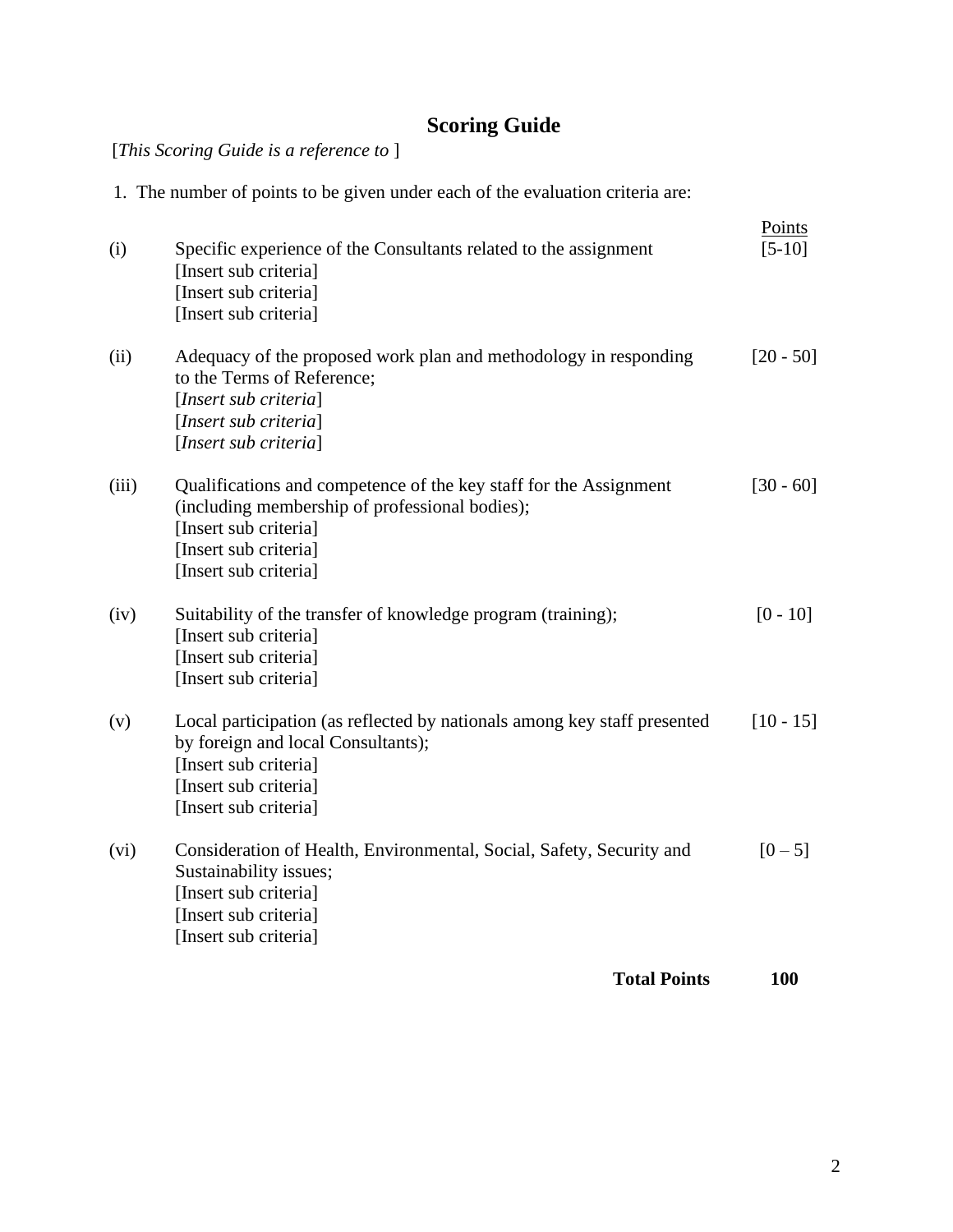# Scoring Guide

[*This Scoring Guide is a reference to* ]

1. The number of points to be given under each of the evaluation criteria are:

| | | Points |
|---|---|---|
| (i) | Specific experience of the Consultants related to the assignment<br>[Insert sub criteria]<br>[Insert sub criteria]<br>[Insert sub criteria] | [5-10] |
| (ii) | Adequacy of the proposed work plan and methodology in responding to the Terms of Reference;<br>[*Insert sub criteria*]<br>[*Insert sub criteria*]<br>[*Insert sub criteria*] | [20 - 50] |
| (iii) | Qualifications and competence of the key staff for the Assignment (including membership of professional bodies);<br>[Insert sub criteria]<br>[Insert sub criteria]<br>[Insert sub criteria] | [30 - 60] |
| (iv) | Suitability of the transfer of knowledge program (training);<br>[Insert sub criteria]<br>[Insert sub criteria]<br>[Insert sub criteria] | [0 - 10] |
| (v) | Local participation (as reflected by nationals among key staff presented by foreign and local Consultants);<br>[Insert sub criteria]<br>[Insert sub criteria]<br>[Insert sub criteria] | [10 - 15] |
| (vi) | Consideration of Health, Environmental, Social, Safety, Security and Sustainability issues;<br>[Insert sub criteria]<br>[Insert sub criteria]<br>[Insert sub criteria] | [0 – 5] |
| | **Total Points** | **100** |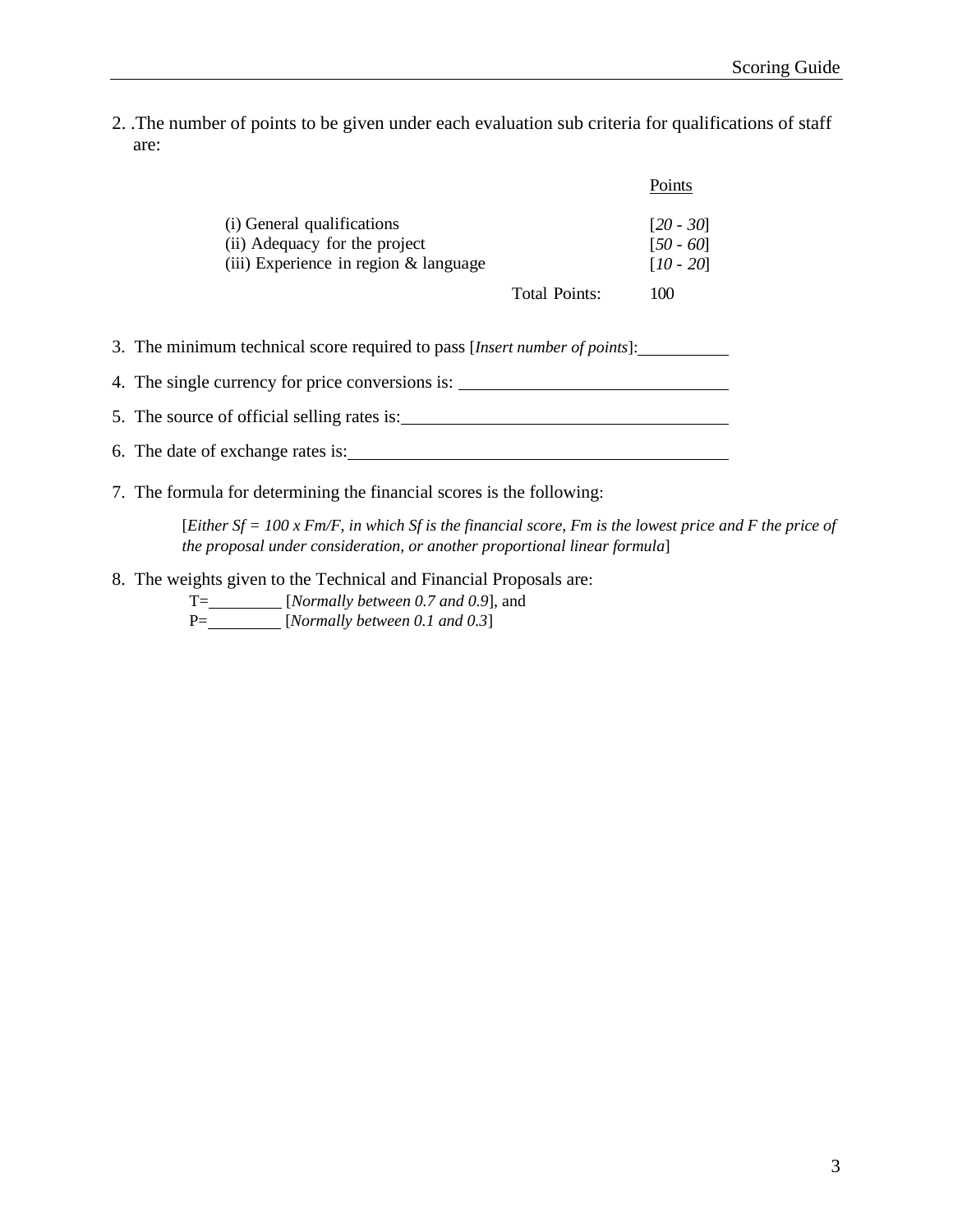2. .The number of points to be given under each evaluation sub criteria for qualifications of staff are:

| | | Points |
|---|---|---|
| (i) General qualifications | | [*20 - 30*] |
| (ii) Adequacy for the project | | [*50 - 60*] |
| (iii) Experience in region & language | | [*10 - 20*] |
| | Total Points: | 100 |

3. The minimum technical score required to pass [*Insert number of points*]:__________

4. The single currency for price conversions is: ______________________________

5. The source of official selling rates is:____________________________________

6. The date of exchange rates is:___________________________________________

7. The formula for determining the financial scores is the following:

   [*Either Sf = 100 x Fm/F, in which Sf is the financial score, Fm is the lowest price and F the price of the proposal under consideration, or another proportional linear formula*]

8. The weights given to the Technical and Financial Proposals are:

   T=_________ [*Normally between 0.7 and 0.9*], and
   P=_________ [*Normally between 0.1 and 0.3*]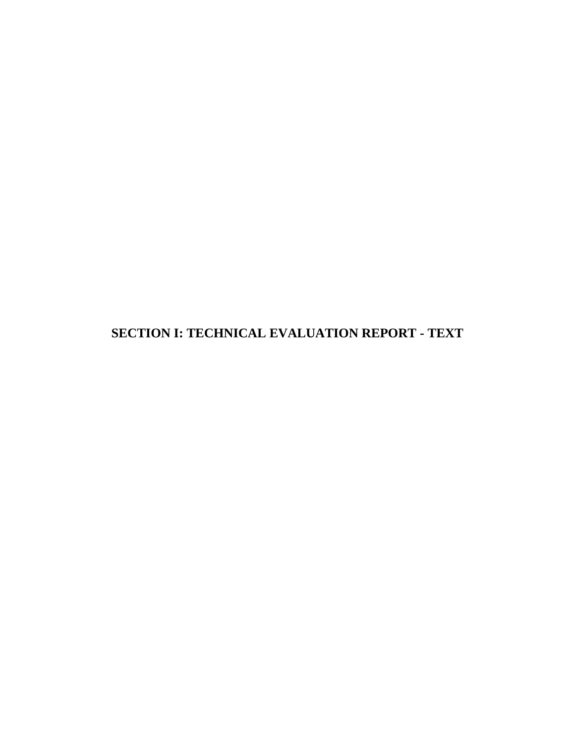# SECTION I: TECHNICAL EVALUATION REPORT - TEXT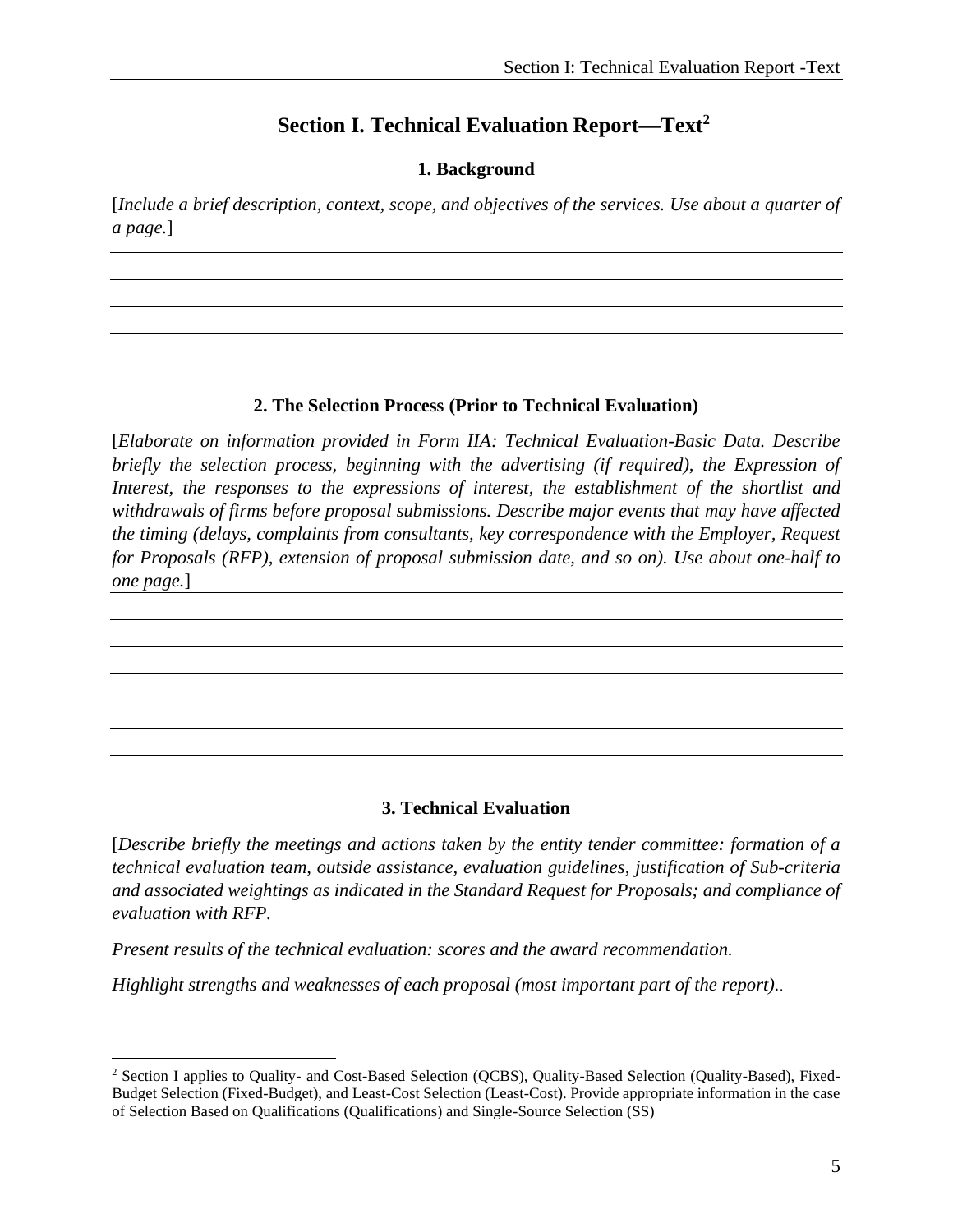# Section I. Technical Evaluation Report—Text[2]

## 1. Background

[*Include a brief description, context, scope, and objectives of the services. Use about a quarter of a page.*]

## 2. The Selection Process (Prior to Technical Evaluation)

[*Elaborate on information provided in Form IIA: Technical Evaluation-Basic Data. Describe briefly the selection process, beginning with the advertising (if required), the Expression of Interest, the responses to the expressions of interest, the establishment of the shortlist and withdrawals of firms before proposal submissions. Describe major events that may have affected the timing (delays, complaints from consultants, key correspondence with the Employer, Request for Proposals (RFP), extension of proposal submission date, and so on). Use about one-half to one page.*]

## 3. Technical Evaluation

[*Describe briefly the meetings and actions taken by the entity tender committee: formation of a technical evaluation team, outside assistance, evaluation guidelines, justification of Sub-criteria and associated weightings as indicated in the Standard Request for Proposals; and compliance of evaluation with RFP.*

*Present results of the technical evaluation: scores and the award recommendation.*

*Highlight strengths and weaknesses of each proposal (most important part of the report).*.

---

[2] Section I applies to Quality- and Cost-Based Selection (QCBS), Quality-Based Selection (Quality-Based), Fixed-Budget Selection (Fixed-Budget), and Least-Cost Selection (Least-Cost). Provide appropriate information in the case of Selection Based on Qualifications (Qualifications) and Single-Source Selection (SS)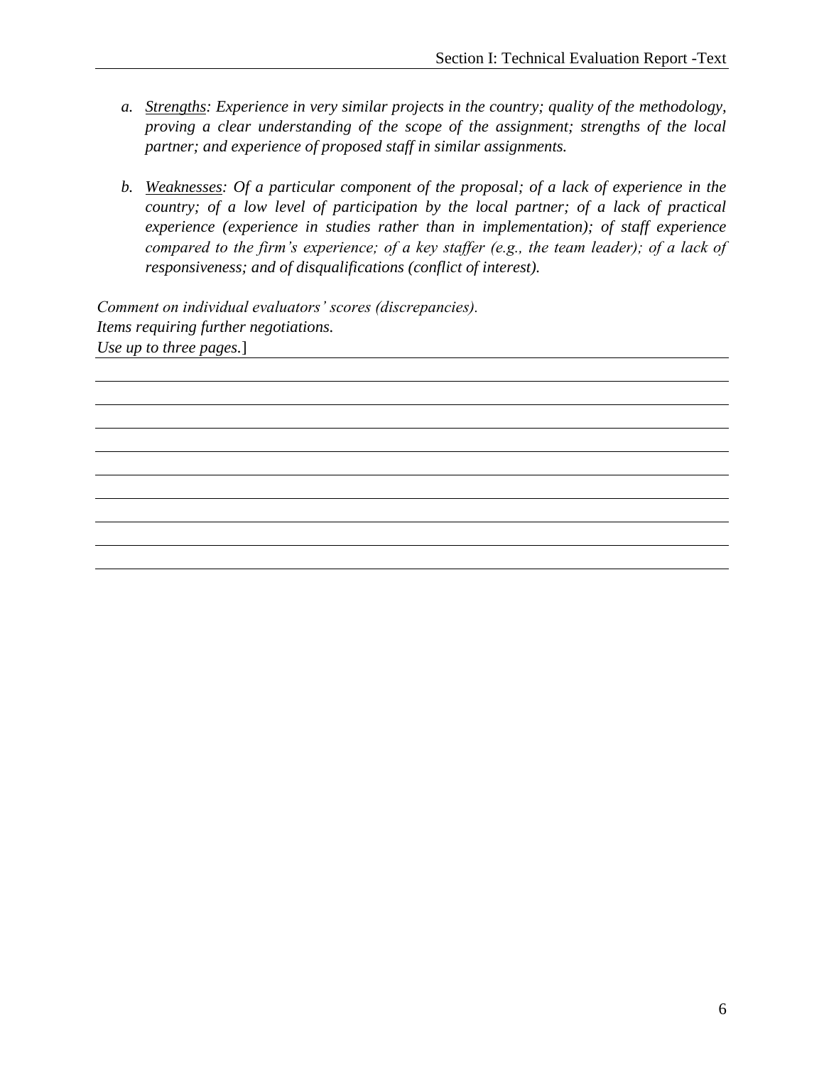a. *<u>Strengths</u>: Experience in very similar projects in the country; quality of the methodology, proving a clear understanding of the scope of the assignment; strengths of the local partner; and experience of proposed staff in similar assignments.*

b. *<u>Weaknesses</u>: Of a particular component of the proposal; of a lack of experience in the country; of a low level of participation by the local partner; of a lack of practical experience (experience in studies rather than in implementation); of staff experience compared to the firm's experience; of a key staffer (e.g., the team leader); of a lack of responsiveness; and of disqualifications (conflict of interest).*

*Comment on individual evaluators' scores (discrepancies).*
*Items requiring further negotiations.*
*Use up to three pages.*]

\_\_\_\_\_\_\_\_\_\_\_\_\_\_\_\_\_\_\_\_\_\_\_\_\_\_\_\_\_\_\_\_\_\_\_\_\_\_\_\_\_\_\_\_\_\_\_\_\_\_\_\_\_\_\_\_\_\_\_\_\_\_\_\_\_\_\_\_\_\_\_\_

\_\_\_\_\_\_\_\_\_\_\_\_\_\_\_\_\_\_\_\_\_\_\_\_\_\_\_\_\_\_\_\_\_\_\_\_\_\_\_\_\_\_\_\_\_\_\_\_\_\_\_\_\_\_\_\_\_\_\_\_\_\_\_\_\_\_\_\_\_\_\_\_

\_\_\_\_\_\_\_\_\_\_\_\_\_\_\_\_\_\_\_\_\_\_\_\_\_\_\_\_\_\_\_\_\_\_\_\_\_\_\_\_\_\_\_\_\_\_\_\_\_\_\_\_\_\_\_\_\_\_\_\_\_\_\_\_\_\_\_\_\_\_\_\_

\_\_\_\_\_\_\_\_\_\_\_\_\_\_\_\_\_\_\_\_\_\_\_\_\_\_\_\_\_\_\_\_\_\_\_\_\_\_\_\_\_\_\_\_\_\_\_\_\_\_\_\_\_\_\_\_\_\_\_\_\_\_\_\_\_\_\_\_\_\_\_\_

\_\_\_\_\_\_\_\_\_\_\_\_\_\_\_\_\_\_\_\_\_\_\_\_\_\_\_\_\_\_\_\_\_\_\_\_\_\_\_\_\_\_\_\_\_\_\_\_\_\_\_\_\_\_\_\_\_\_\_\_\_\_\_\_\_\_\_\_\_\_\_\_

\_\_\_\_\_\_\_\_\_\_\_\_\_\_\_\_\_\_\_\_\_\_\_\_\_\_\_\_\_\_\_\_\_\_\_\_\_\_\_\_\_\_\_\_\_\_\_\_\_\_\_\_\_\_\_\_\_\_\_\_\_\_\_\_\_\_\_\_\_\_\_\_

\_\_\_\_\_\_\_\_\_\_\_\_\_\_\_\_\_\_\_\_\_\_\_\_\_\_\_\_\_\_\_\_\_\_\_\_\_\_\_\_\_\_\_\_\_\_\_\_\_\_\_\_\_\_\_\_\_\_\_\_\_\_\_\_\_\_\_\_\_\_\_\_

\_\_\_\_\_\_\_\_\_\_\_\_\_\_\_\_\_\_\_\_\_\_\_\_\_\_\_\_\_\_\_\_\_\_\_\_\_\_\_\_\_\_\_\_\_\_\_\_\_\_\_\_\_\_\_\_\_\_\_\_\_\_\_\_\_\_\_\_\_\_\_\_

\_\_\_\_\_\_\_\_\_\_\_\_\_\_\_\_\_\_\_\_\_\_\_\_\_\_\_\_\_\_\_\_\_\_\_\_\_\_\_\_\_\_\_\_\_\_\_\_\_\_\_\_\_\_\_\_\_\_\_\_\_\_\_\_\_\_\_\_\_\_\_\_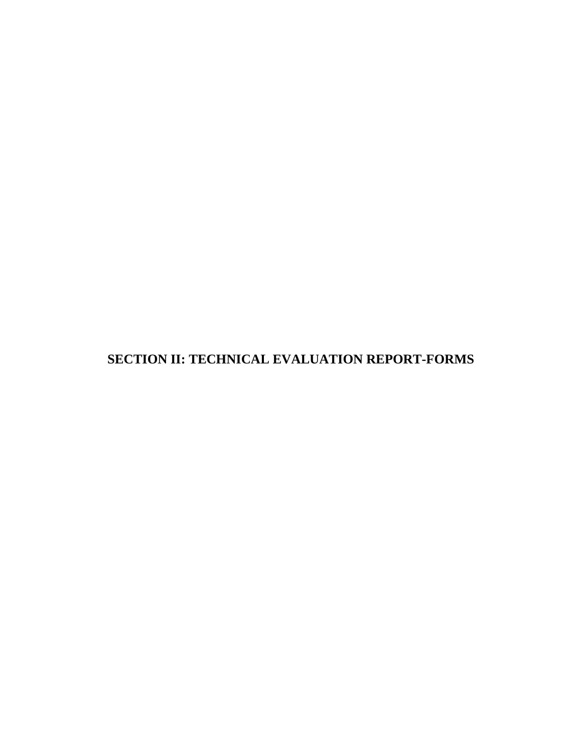# SECTION II: TECHNICAL EVALUATION REPORT-FORMS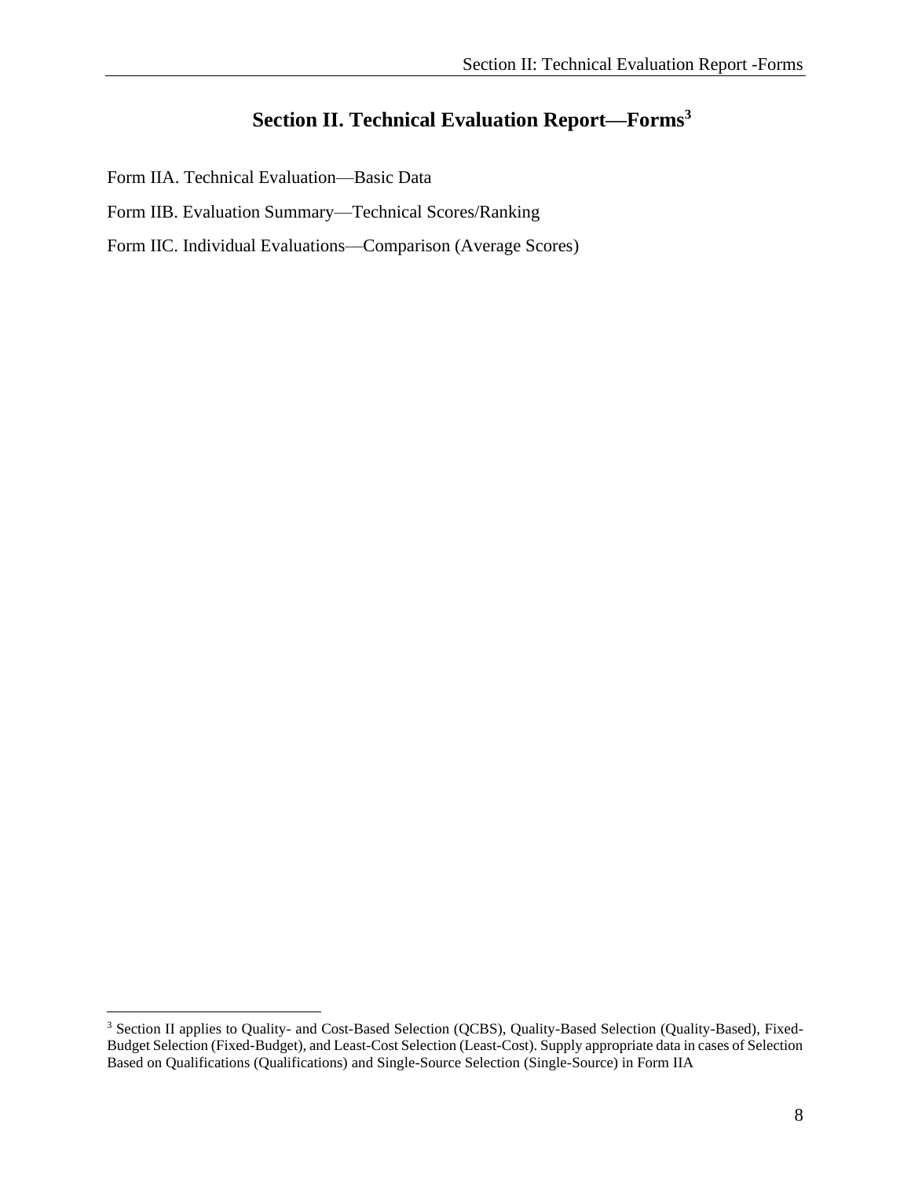# Section II. Technical Evaluation Report—Forms[3]

Form IIA. Technical Evaluation—Basic Data

Form IIB. Evaluation Summary—Technical Scores/Ranking

Form IIC. Individual Evaluations—Comparison (Average Scores)

[3] Section II applies to Quality- and Cost-Based Selection (QCBS), Quality-Based Selection (Quality-Based), Fixed-Budget Selection (Fixed-Budget), and Least-Cost Selection (Least-Cost). Supply appropriate data in cases of Selection Based on Qualifications (Qualifications) and Single-Source Selection (Single-Source) in Form IIA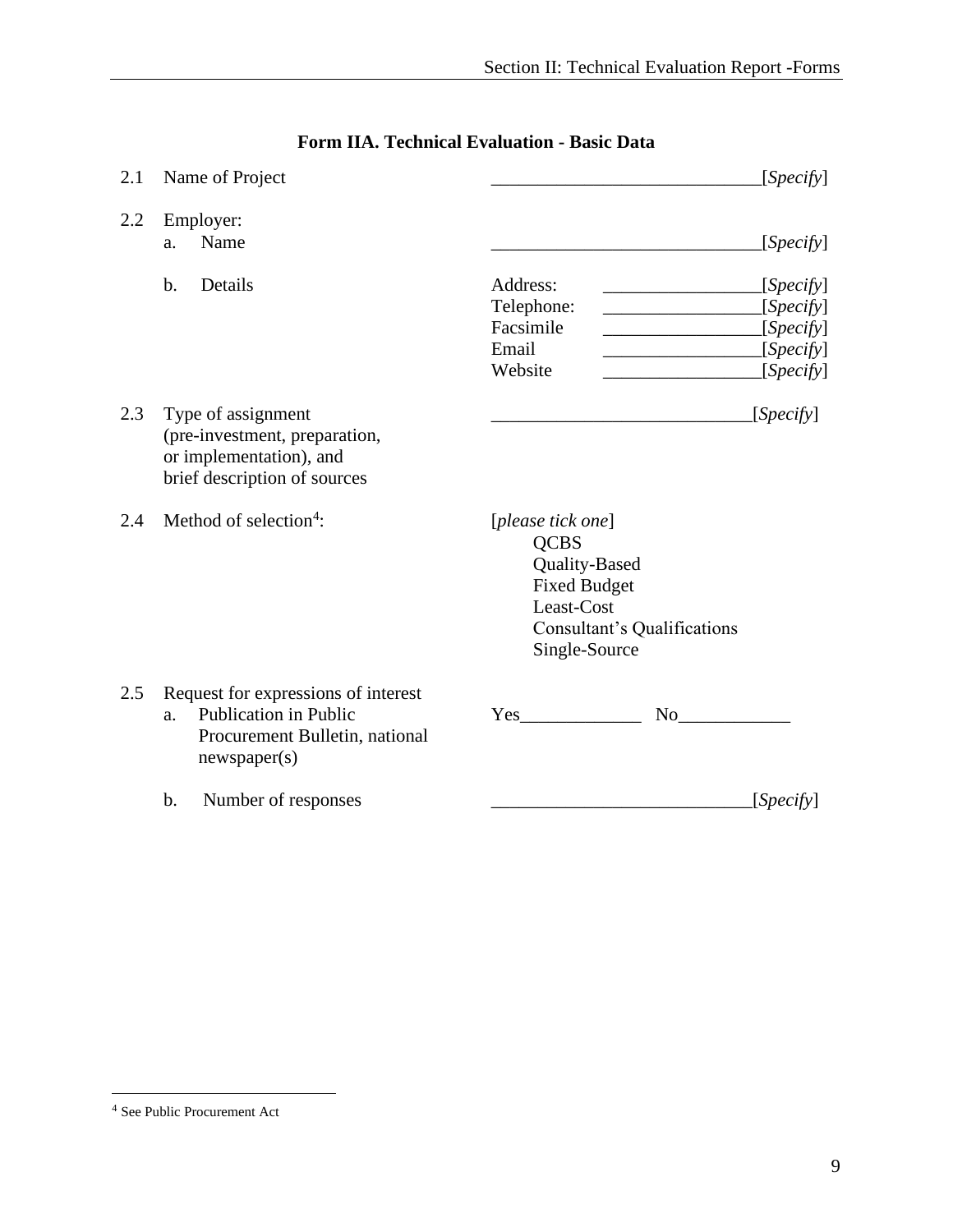## Form IIA. Technical Evaluation - Basic Data

| | | |
|---|---|---|
| 2.1 | Name of Project | _____________________________[*Specify*] |
| 2.2 | Employer: | |
| | a. Name | _____________________________[*Specify*] |
| | b. Details | Address: _________________[*Specify*]<br>Telephone: _________________[*Specify*]<br>Facsimile _________________[*Specify*]<br>Email _________________[*Specify*]<br>Website _________________[*Specify*] |
| 2.3 | Type of assignment (pre-investment, preparation, or implementation), and brief description of sources | ____________________________[*Specify*] |
| 2.4 | Method of selection[4]: | [*please tick one*]<br>QCBS<br>Quality-Based<br>Fixed Budget<br>Least-Cost<br>Consultant's Qualifications<br>Single-Source |
| 2.5 | Request for expressions of interest | |
| | a. Publication in Public Procurement Bulletin, national newspaper(s) | Yes_____________ No____________ |
| | b. Number of responses | ____________________________[*Specify*] |

[4] See Public Procurement Act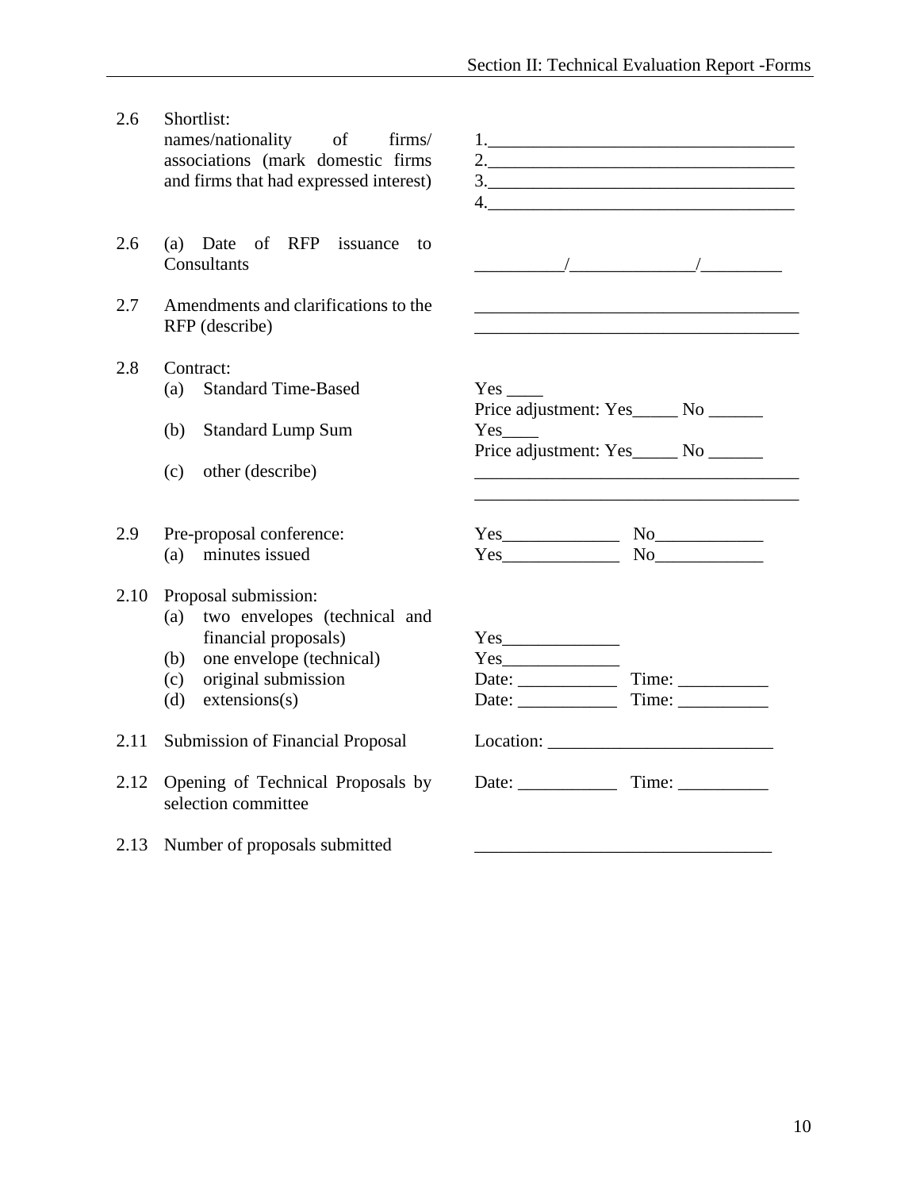| | | |
|---|---|---|
| 2.6 | Shortlist:<br>names/nationality of firms/ associations (mark domestic firms and firms that had expressed interest) | 1.___________________________________<br>2.___________________________________<br>3.___________________________________<br>4.___________________________________ |
| 2.6 | (a) Date of RFP issuance to Consultants | __________/______________/_________ |
| 2.7 | Amendments and clarifications to the RFP (describe) | _____________________________________<br>_____________________________________ |
| 2.8 | Contract: | |
| | (a) Standard Time-Based | Yes ____<br>Price adjustment: Yes_____ No ______ |
| | (b) Standard Lump Sum | Yes____<br>Price adjustment: Yes_____ No ______ |
| | (c) other (describe) | _____________________________________<br>_____________________________________ |
| 2.9 | Pre-proposal conference: | Yes_____________ No____________ |
| | (a) minutes issued | Yes_____________ No____________ |
| 2.10 | Proposal submission: | |
| | (a) two envelopes (technical and financial proposals) | Yes_____________ |
| | (b) one envelope (technical) | Yes_____________ |
| | (c) original submission | Date: ___________ Time: __________ |
| | (d) extensions(s) | Date: ___________ Time: __________ |
| 2.11 | Submission of Financial Proposal | Location: _________________________ |
| 2.12 | Opening of Technical Proposals by selection committee | Date: ___________ Time: __________ |
| 2.13 | Number of proposals submitted | _________________________________ |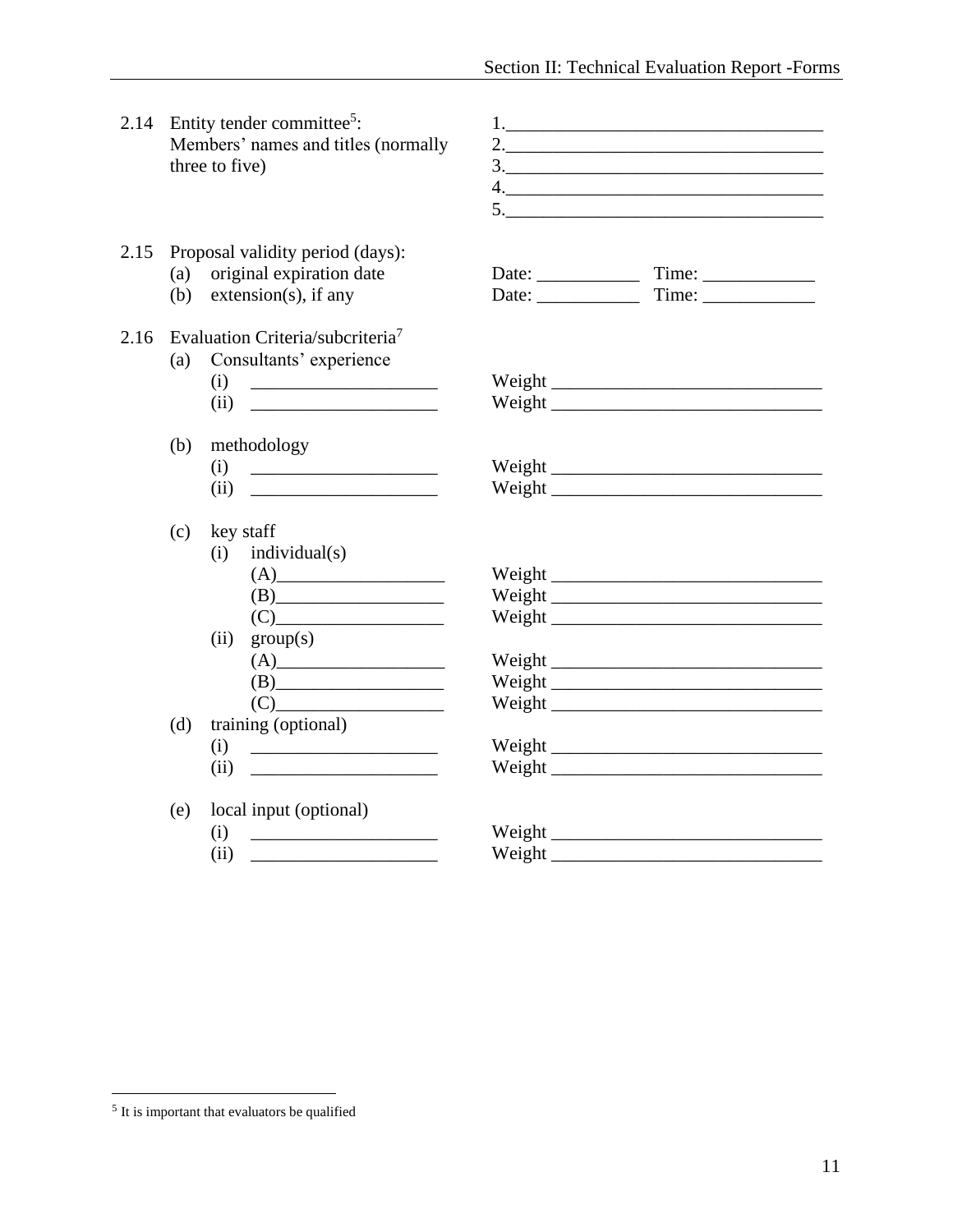2.14 Entity tender committee[5]: Members' names and titles (normally three to five)

1.__________________________________
2.__________________________________
3.__________________________________
4.__________________________________
5.__________________________________

2.15 Proposal validity period (days):

(a) original expiration date — Date: ___________ Time: ____________

(b) extension(s), if any — Date: ___________ Time: ____________

2.16 Evaluation Criteria/subcriteria[7]

(a) Consultants' experience

- (i) ____________________ Weight ______________________________
- (ii) ____________________ Weight ______________________________

(b) methodology

- (i) ____________________ Weight ______________________________
- (ii) ____________________ Weight ______________________________

(c) key staff

- (i) individual(s)
  - (A)__________________ Weight ______________________________
  - (B)__________________ Weight ______________________________
  - (C)__________________ Weight ______________________________
- (ii) group(s)
  - (A)__________________ Weight ______________________________
  - (B)__________________ Weight ______________________________
  - (C)__________________ Weight ______________________________

(d) training (optional)

- (i) ____________________ Weight ______________________________
- (ii) ____________________ Weight ______________________________

(e) local input (optional)

- (i) ____________________ Weight ______________________________
- (ii) ____________________ Weight ______________________________

---

[5] It is important that evaluators be qualified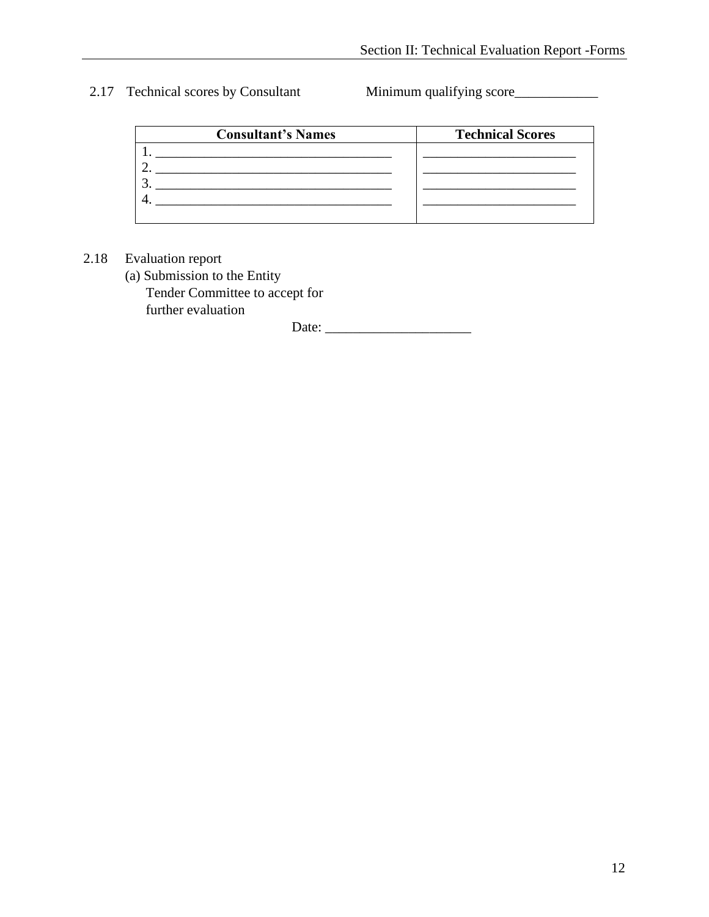2.17 Technical scores by Consultant Minimum qualifying score____________

| Consultant's Names | Technical Scores |
|---|---|
| 1. ___________________________________ | ______________________ |
| 2. ___________________________________ | ______________________ |
| 3. ___________________________________ | ______________________ |
| 4. ___________________________________ | ______________________ |

2.18 Evaluation report

(a) Submission to the Entity Tender Committee to accept for further evaluation

Date: _____________________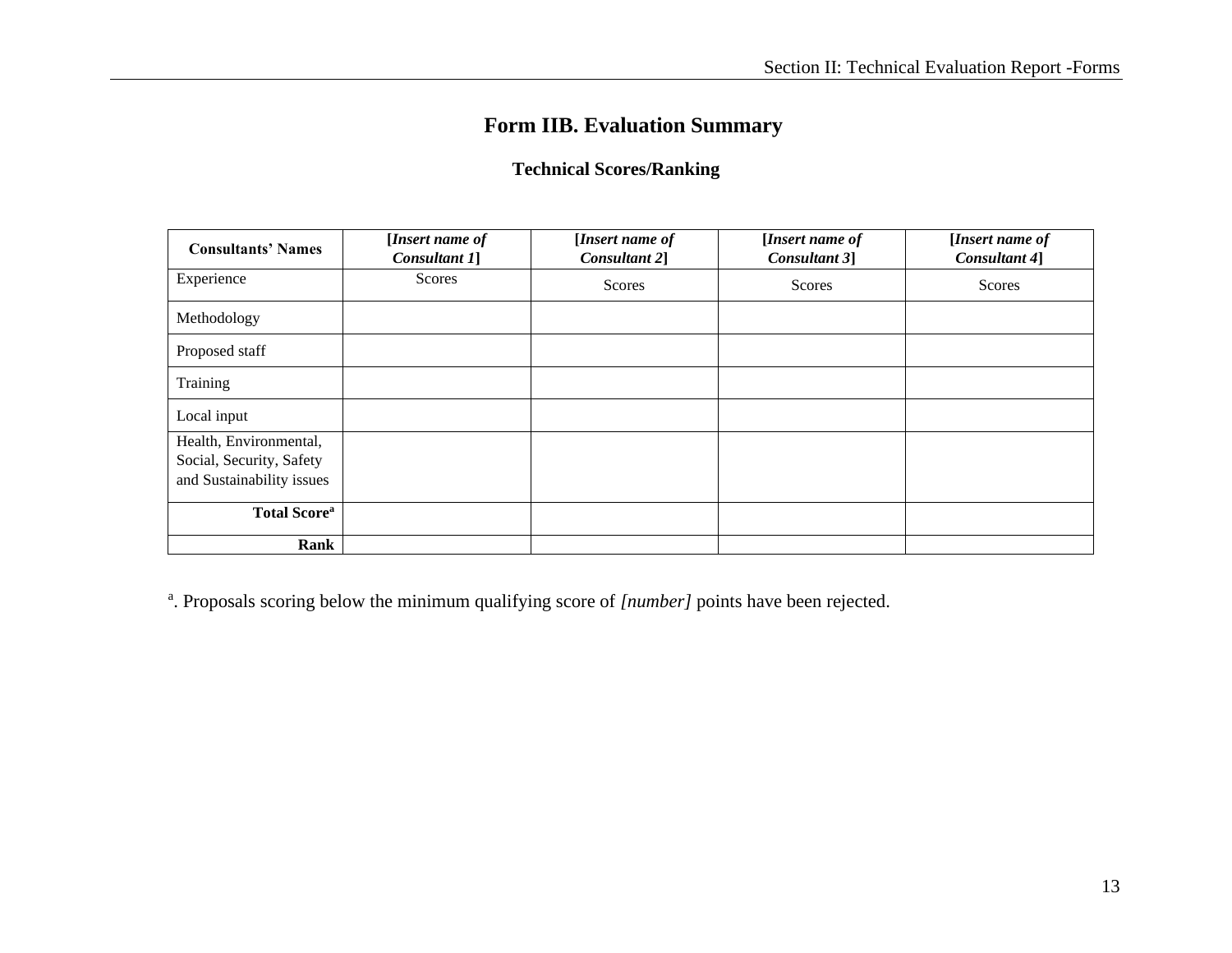# Form IIB. Evaluation Summary

## Technical Scores/Ranking

| **Consultants' Names** | **[*Insert name of Consultant 1*]** | **[*Insert name of Consultant 2*]** | **[*Insert name of Consultant 3*]** | **[*Insert name of Consultant 4*]** |
|---|---|---|---|---|
| Experience | Scores | Scores | Scores | Scores |
| Methodology | | | | |
| Proposed staff | | | | |
| Training | | | | |
| Local input | | | | |
| Health, Environmental, Social, Security, Safety and Sustainability issues | | | | |
| **Total Score**[a] | | | | |
| **Rank** | | | | |

[a]. Proposals scoring below the minimum qualifying score of *[number]* points have been rejected.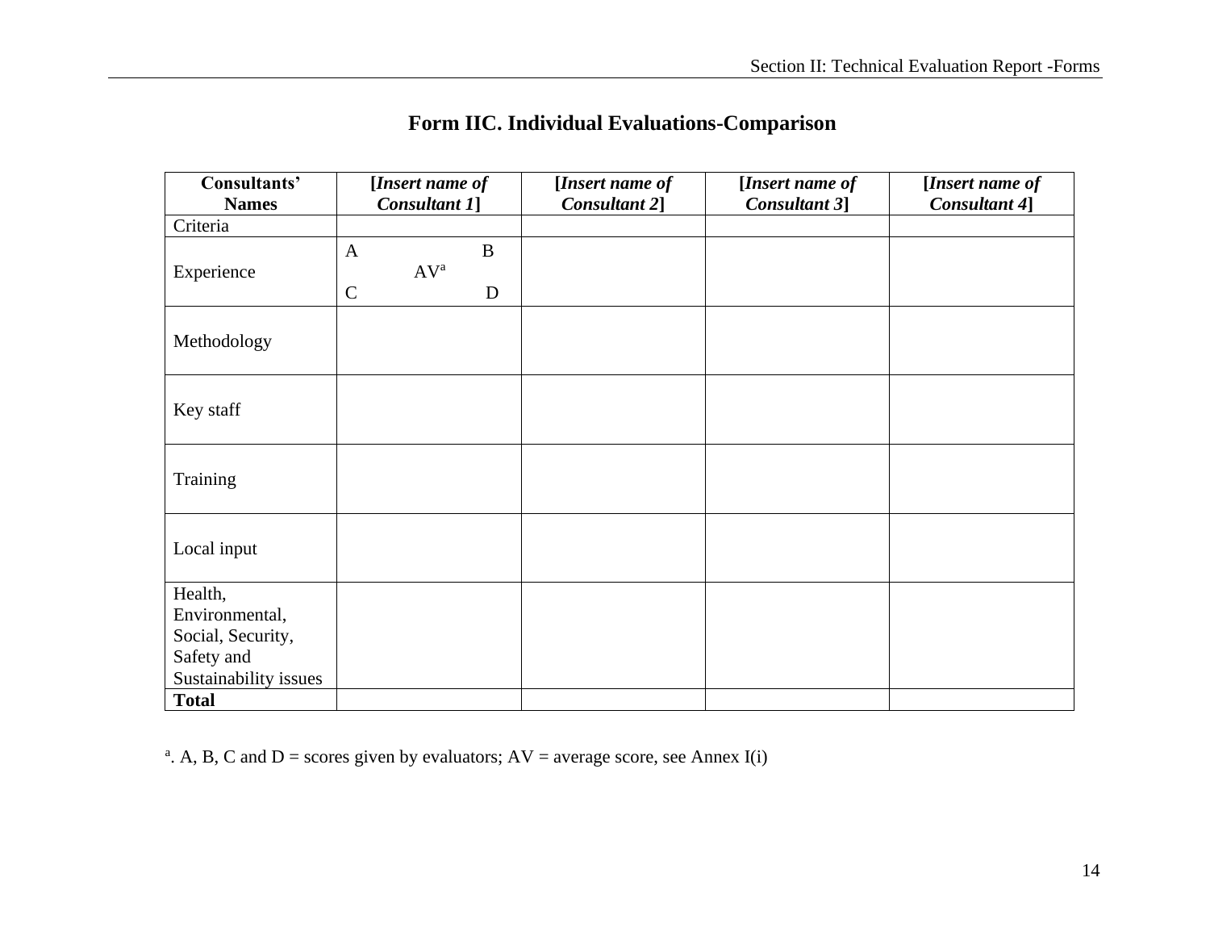# Form IIC. Individual Evaluations-Comparison

| Consultants' Names | [*Insert name of Consultant 1*] | [*Insert name of Consultant 2*] | [*Insert name of Consultant 3*] | [*Insert name of Consultant 4*] |
|---|---|---|---|---|
| Criteria | | | | |
| Experience | A B AV[a] C D | | | |
| Methodology | | | | |
| Key staff | | | | |
| Training | | | | |
| Local input | | | | |
| Health, Environmental, Social, Security, Safety and Sustainability issues | | | | |
| **Total** | | | | |

[a]. A, B, C and D = scores given by evaluators; AV = average score, see Annex I(i)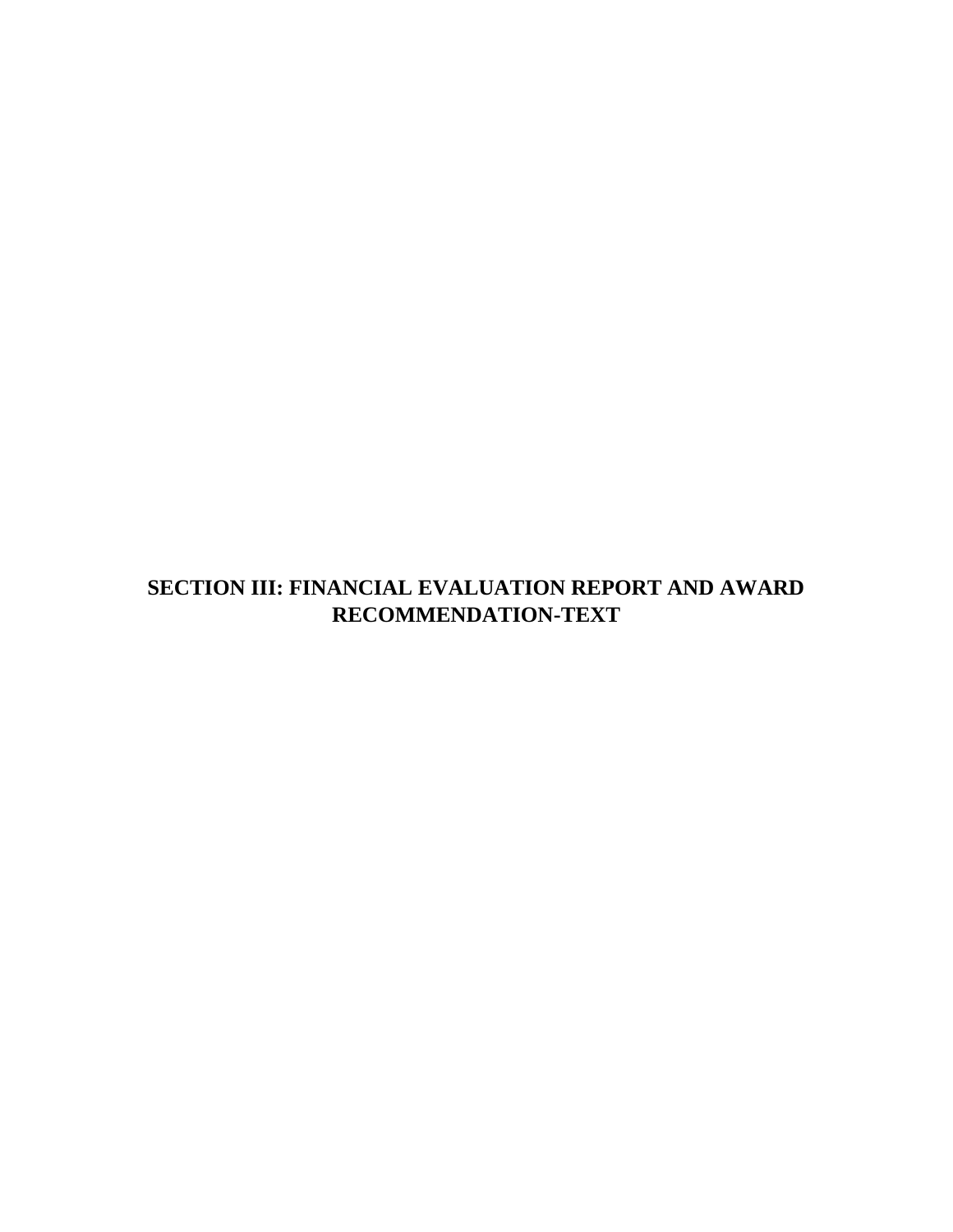# SECTION III: FINANCIAL EVALUATION REPORT AND AWARD RECOMMENDATION-TEXT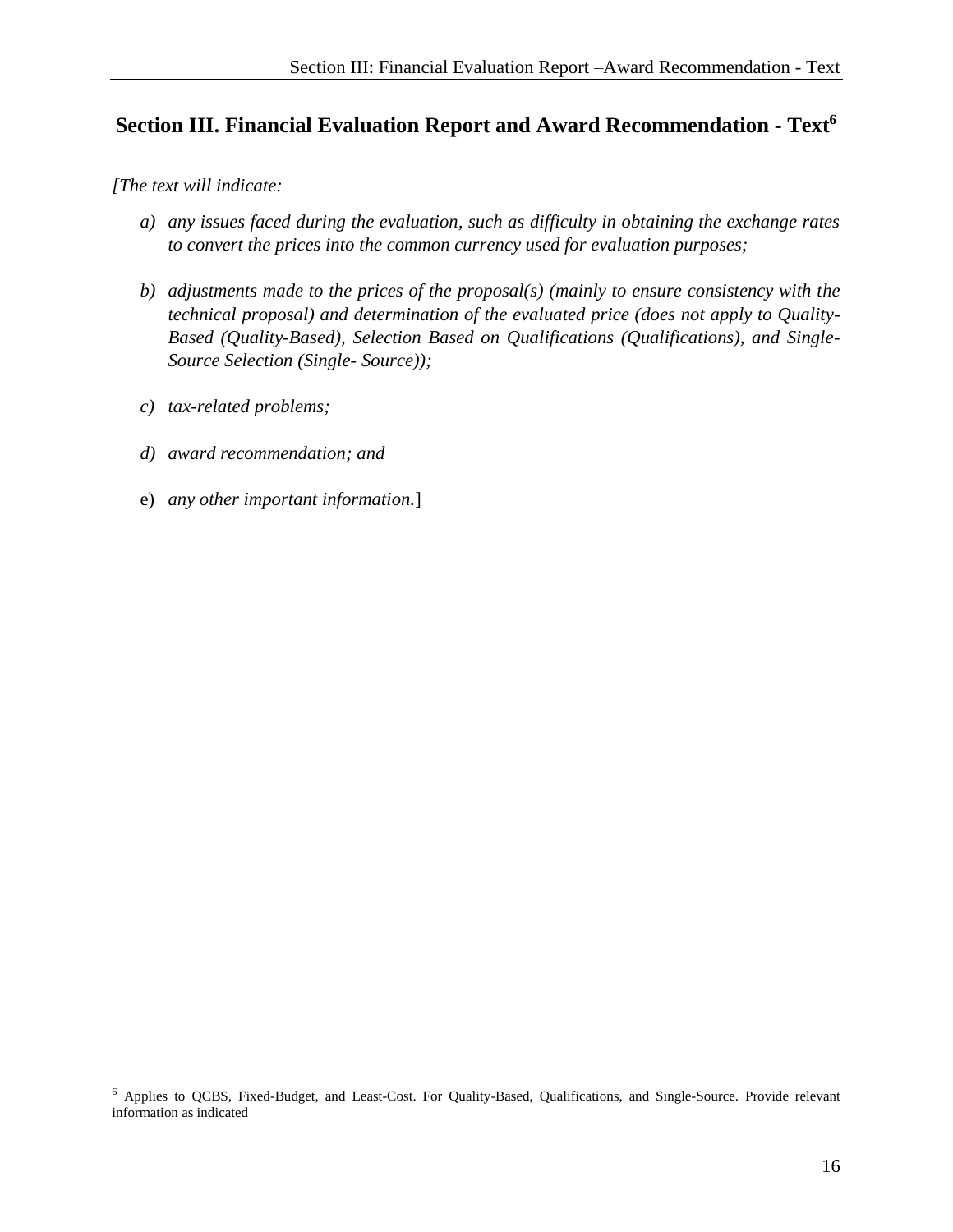# Section III. Financial Evaluation Report and Award Recommendation - Text[6]

*[The text will indicate:*

- a) *any issues faced during the evaluation, such as difficulty in obtaining the exchange rates to convert the prices into the common currency used for evaluation purposes;*
- b) *adjustments made to the prices of the proposal(s) (mainly to ensure consistency with the technical proposal) and determination of the evaluated price (does not apply to Quality-Based (Quality-Based), Selection Based on Qualifications (Qualifications), and Single-Source Selection (Single- Source));*
- c) *tax-related problems;*
- d) *award recommendation; and*
- e) *any other important information.*]

[6] Applies to QCBS, Fixed-Budget, and Least-Cost. For Quality-Based, Qualifications, and Single-Source. Provide relevant information as indicated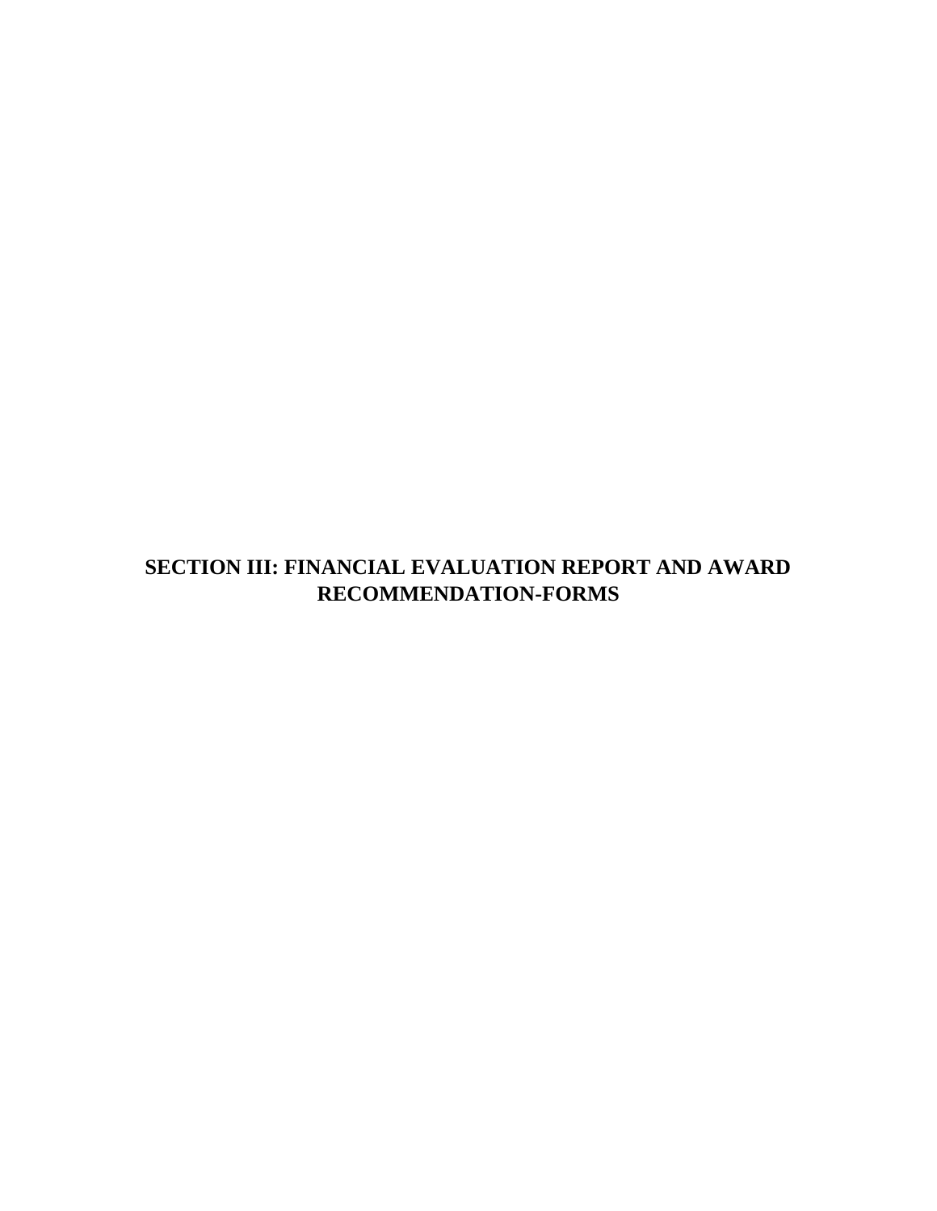# SECTION III: FINANCIAL EVALUATION REPORT AND AWARD RECOMMENDATION-FORMS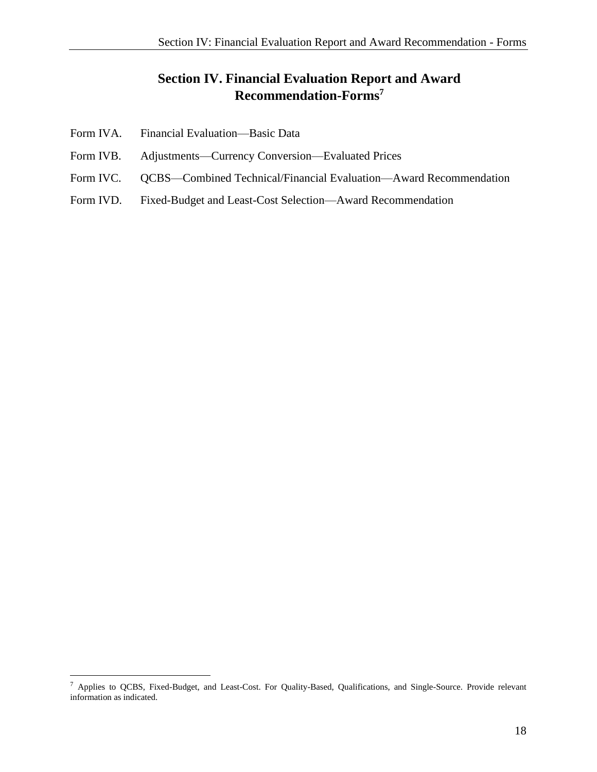# Section IV. Financial Evaluation Report and Award Recommendation-Forms[7]

Form IVA. Financial Evaluation—Basic Data

Form IVB. Adjustments—Currency Conversion—Evaluated Prices

Form IVC. QCBS—Combined Technical/Financial Evaluation—Award Recommendation

Form IVD. Fixed-Budget and Least-Cost Selection—Award Recommendation

---

[7] Applies to QCBS, Fixed-Budget, and Least-Cost. For Quality-Based, Qualifications, and Single-Source. Provide relevant information as indicated.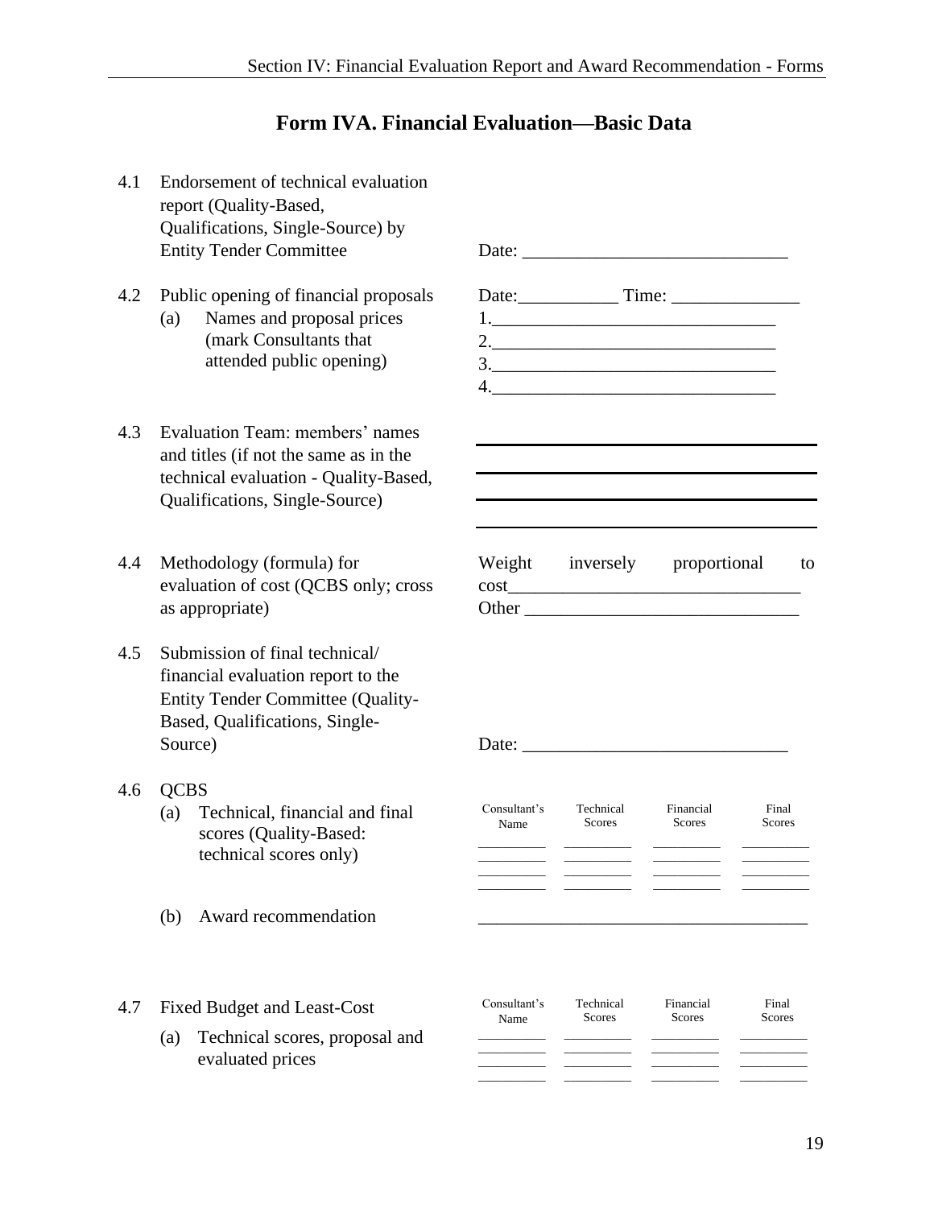# Form IVA. Financial Evaluation—Basic Data

4.1 Endorsement of technical evaluation report (Quality-Based, Qualifications, Single-Source) by Entity Tender Committee

Date: ____________________________

4.2 Public opening of financial proposals

Date:___________ Time: ______________

(a) Names and proposal prices (mark Consultants that attended public opening)

1.______________________________

2.______________________________

3.______________________________

4.______________________________

4.3 Evaluation Team: members' names and titles (if not the same as in the technical evaluation - Quality-Based, Qualifications, Single-Source)

____________________________________

____________________________________

____________________________________

____________________________________

4.4 Methodology (formula) for evaluation of cost (QCBS only; cross as appropriate)

Weight inversely proportional to cost______________________________

Other _____________________________

4.5 Submission of final technical/ financial evaluation report to the Entity Tender Committee (Quality-Based, Qualifications, Single-Source)

Date: ____________________________

4.6 QCBS

(a) Technical, financial and final scores (Quality-Based: technical scores only)

| Consultant's Name | Technical Scores | Financial Scores | Final Scores |
|---|---|---|---|
| _________ | _________ | _________ | _________ |
| _________ | _________ | _________ | _________ |
| _________ | _________ | _________ | _________ |
| _________ | _________ | _________ | _________ |

(b) Award recommendation

____________________________________

4.7 Fixed Budget and Least-Cost

(a) Technical scores, proposal and evaluated prices

| Consultant's Name | Technical Scores | Financial Scores | Final Scores |
|---|---|---|---|
| _________ | _________ | _________ | _________ |
| _________ | _________ | _________ | _________ |
| _________ | _________ | _________ | _________ |
| _________ | _________ | _________ | _________ |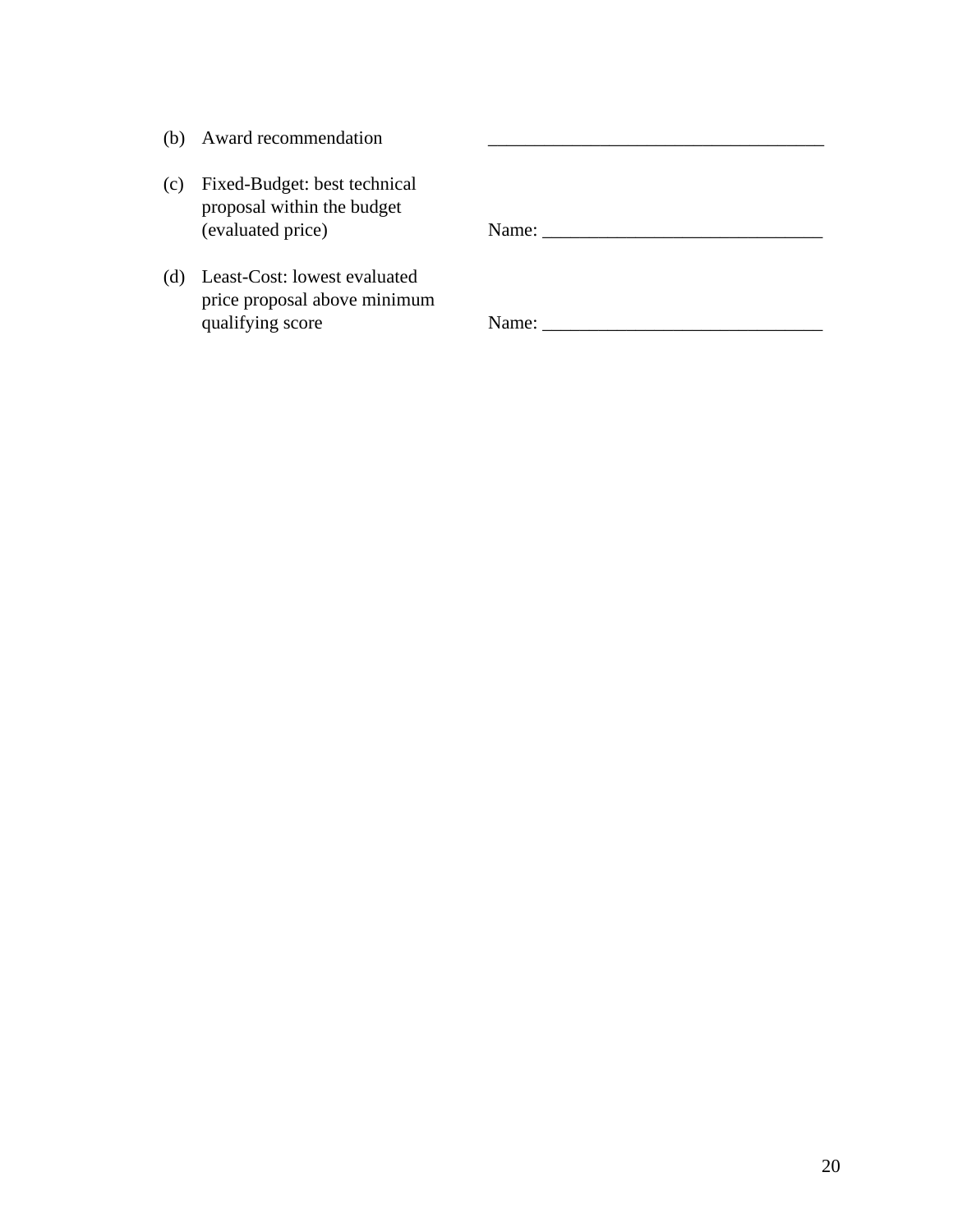(b) Award recommendation ____________________________________

(c) Fixed-Budget: best technical proposal within the budget (evaluated price) Name: ______________________________

(d) Least-Cost: lowest evaluated price proposal above minimum qualifying score Name: ______________________________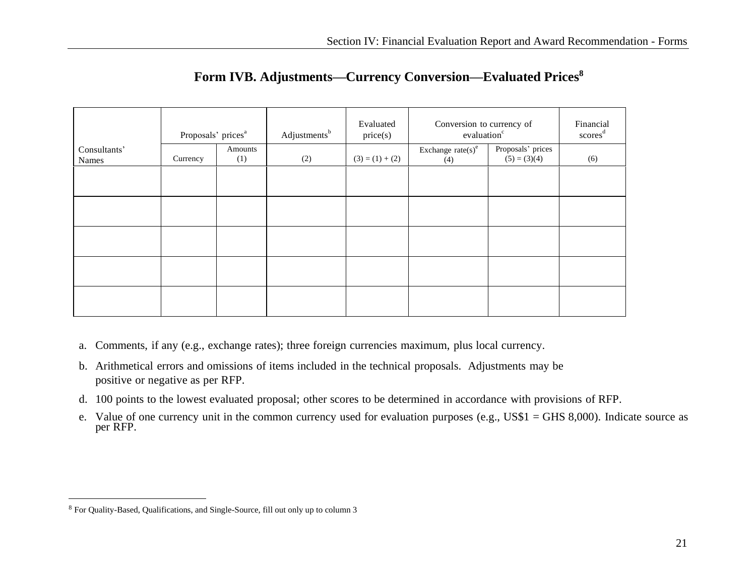# Form IVB. Adjustments—Currency Conversion—Evaluated Prices[8]

| Consultants' Names | Proposals' prices[a] | | Adjustments[b] | Evaluated price(s) | Conversion to currency of evaluation[c] | | Financial scores[d] |
|---|---|---|---|---|---|---|---|
| | Currency | Amounts (1) | (2) | (3) = (1) + (2) | Exchange rate(s)[e] (4) | Proposals' prices (5) = (3)(4) | (6) |
| | | | | | | | |
| | | | | | | | |
| | | | | | | | |
| | | | | | | | |
| | | | | | | | |

a. Comments, if any (e.g., exchange rates); three foreign currencies maximum, plus local currency.

b. Arithmetical errors and omissions of items included in the technical proposals. Adjustments may be positive or negative as per RFP.

d. 100 points to the lowest evaluated proposal; other scores to be determined in accordance with provisions of RFP.

e. Value of one currency unit in the common currency used for evaluation purposes (e.g., US$1 = GHS 8,000). Indicate source as per RFP.

---

[8] For Quality-Based, Qualifications, and Single-Source, fill out only up to column 3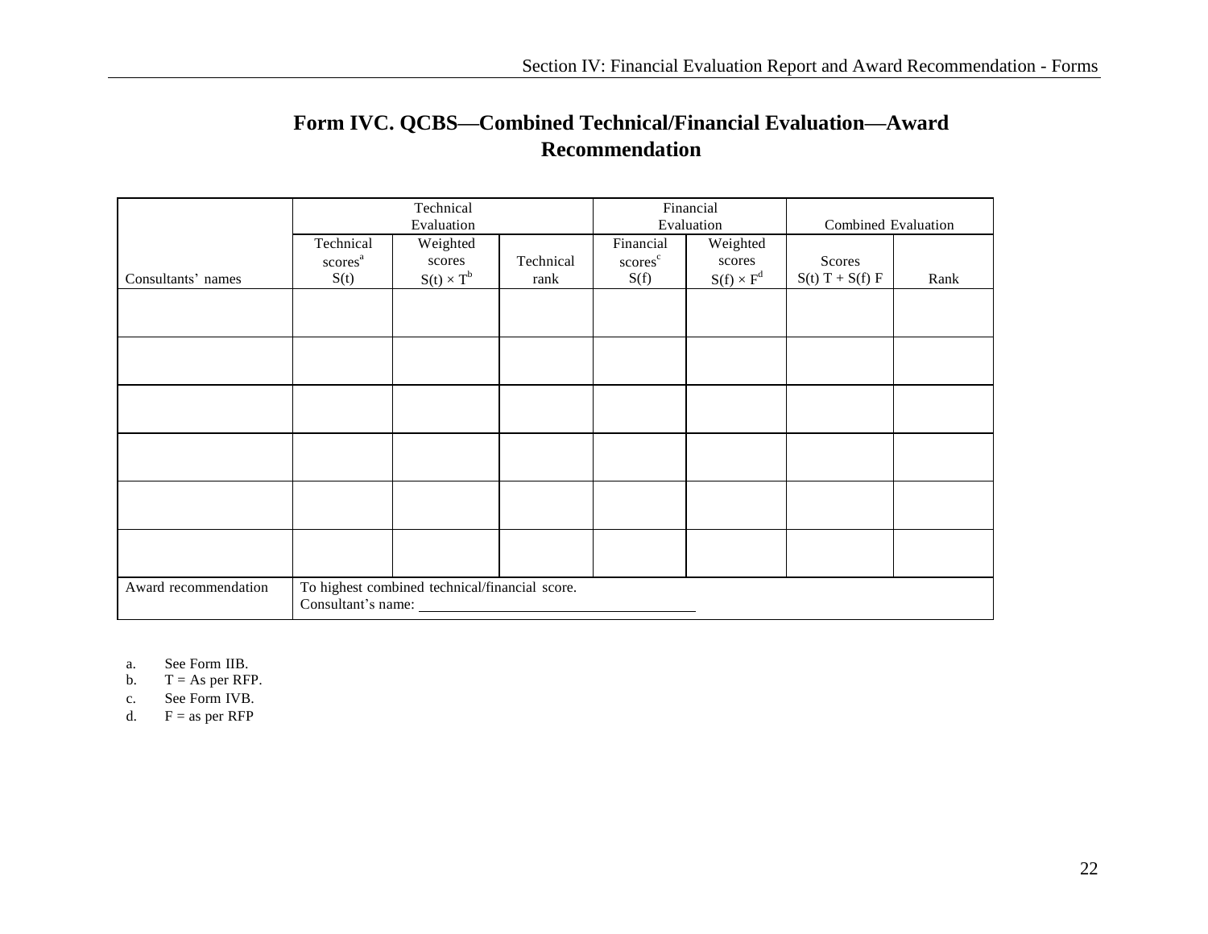# Form IVC. QCBS—Combined Technical/Financial Evaluation—Award Recommendation

| | Technical Evaluation | | | Financial Evaluation | | Combined Evaluation | |
|---|---|---|---|---|---|---|---|
| Consultants' names | Technical scores[a] S(t) | Weighted scores $S(t) \times T^{b}$ | Technical rank | Financial scores[c] S(f) | Weighted scores $S(f) \times F^{d}$ | Scores S(t) T + S(f) F | Rank |
| | | | | | | | |
| | | | | | | | |
| | | | | | | | |
| | | | | | | | |
| | | | | | | | |
| | | | | | | | |
| Award recommendation | To highest combined technical/financial score. Consultant's name: ____________________ | | | | | | |

a. See Form IIB.
b. T = As per RFP.
c. See Form IVB.
d. F = as per RFP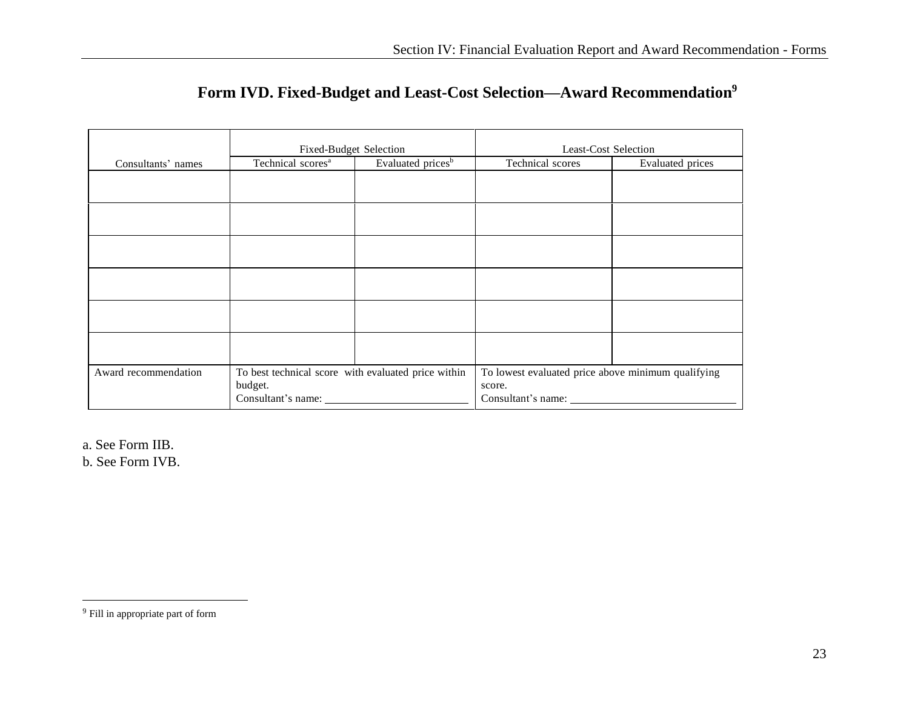# Form IVD. Fixed-Budget and Least-Cost Selection—Award Recommendation[9]

| Consultants' names | Fixed-Budget Selection | | Least-Cost Selection | |
|---|---|---|---|---|
| | Technical scores[a] | Evaluated prices[b] | Technical scores | Evaluated prices |
| | | | | |
| | | | | |
| | | | | |
| | | | | |
| | | | | |
| | | | | |
| Award recommendation | To best technical score with evaluated price within budget. Consultant's name: ______ | | To lowest evaluated price above minimum qualifying score. Consultant's name: ______ | |

a. See Form IIB.
b. See Form IVB.

[9] Fill in appropriate part of form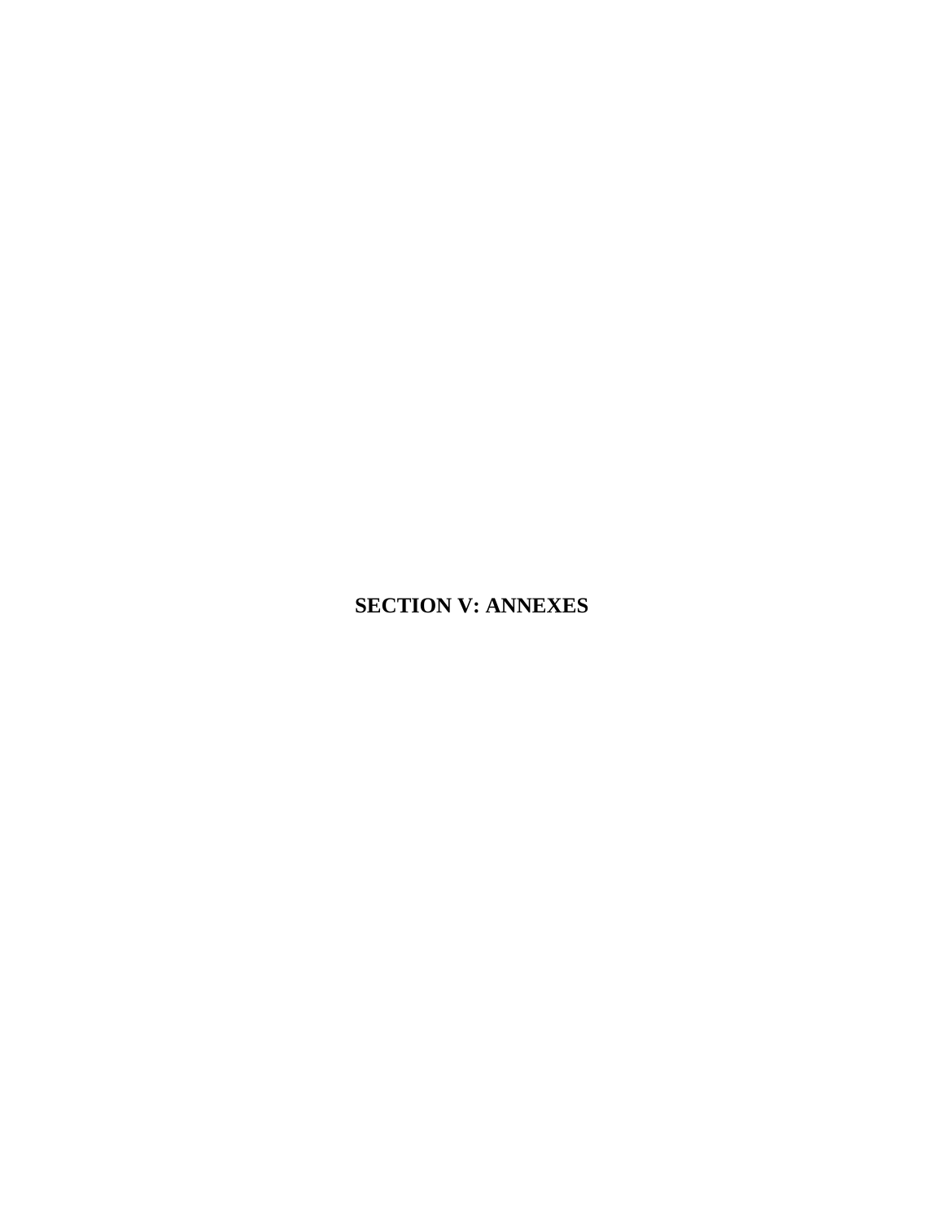# SECTION V: ANNEXES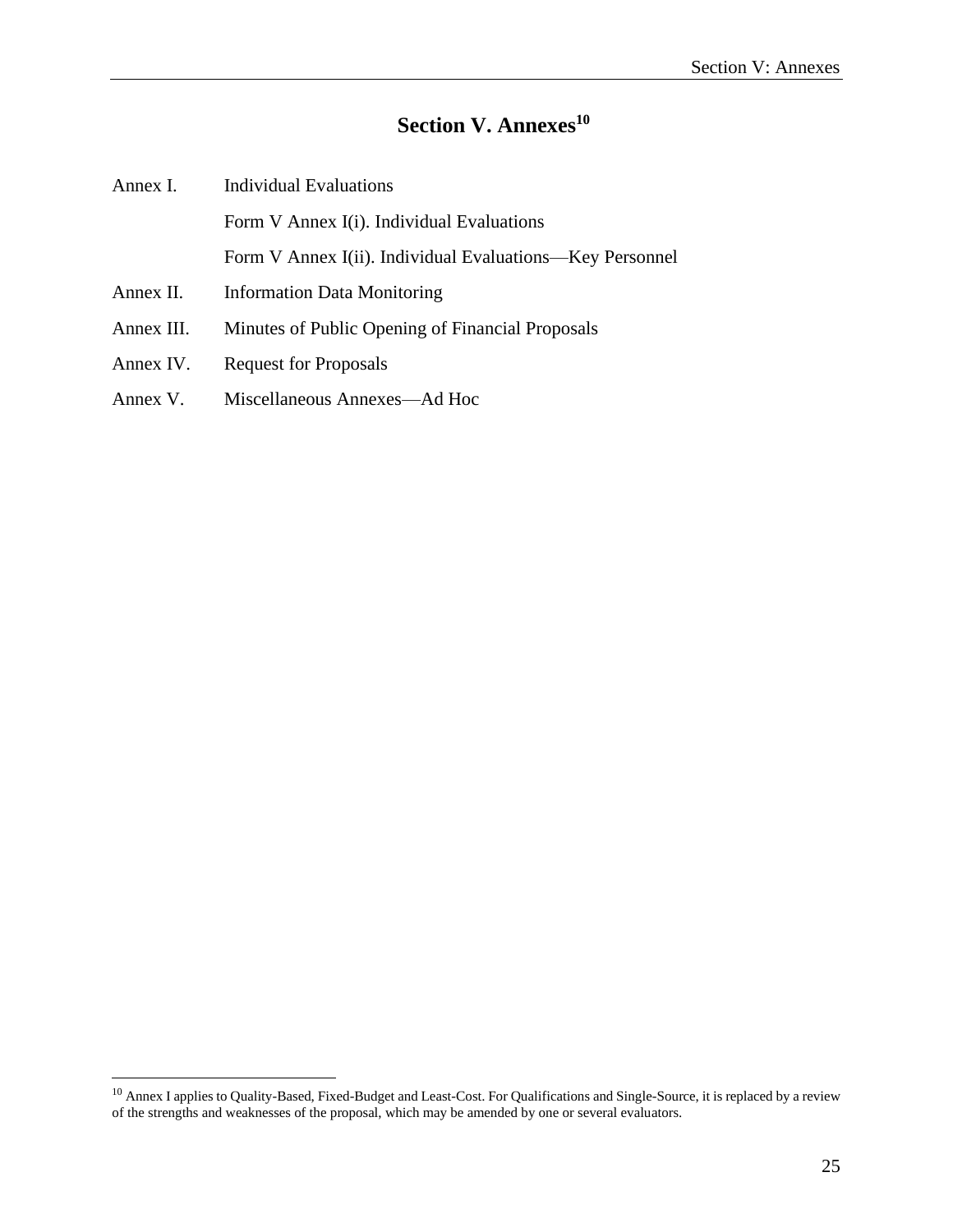# Section V. Annexes[10]

Annex I. Individual Evaluations

Form V Annex I(i). Individual Evaluations

Form V Annex I(ii). Individual Evaluations—Key Personnel

Annex II. Information Data Monitoring

Annex III. Minutes of Public Opening of Financial Proposals

Annex IV. Request for Proposals

Annex V. Miscellaneous Annexes—Ad Hoc

---

[10] Annex I applies to Quality-Based, Fixed-Budget and Least-Cost. For Qualifications and Single-Source, it is replaced by a review of the strengths and weaknesses of the proposal, which may be amended by one or several evaluators.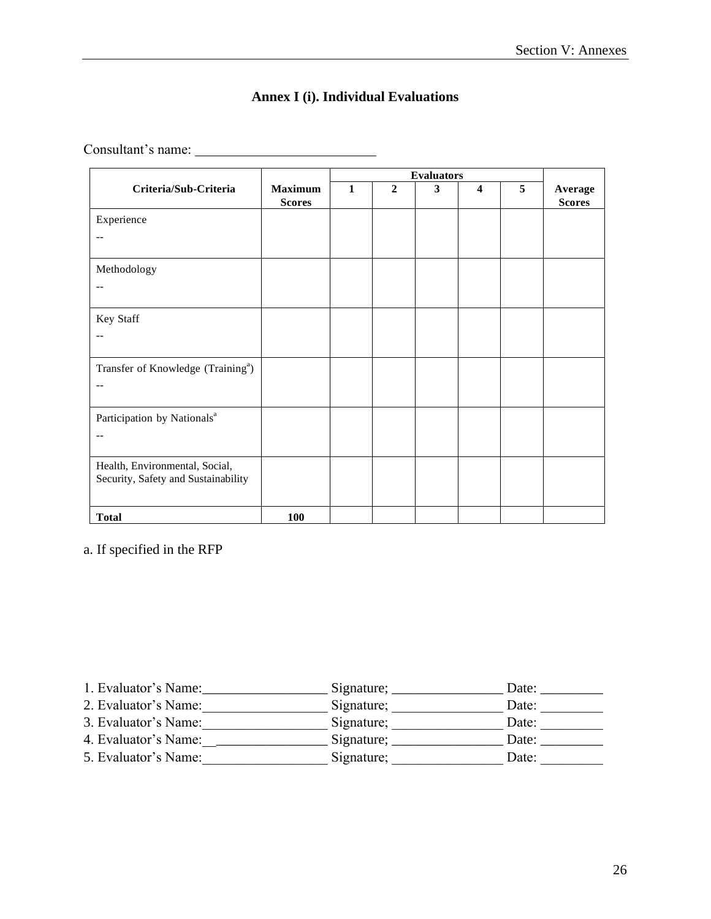# Annex I (i). Individual Evaluations

Consultant's name: ___________________________

| Criteria/Sub-Criteria | Maximum Scores | Evaluators | | | | | Average Scores |
|---|---|---|---|---|---|---|---|
| | | 1 | 2 | 3 | 4 | 5 | |
| Experience<br>-- | | | | | | | |
| Methodology<br>-- | | | | | | | |
| Key Staff<br>-- | | | | | | | |
| Transfer of Knowledge (Training[a])<br>-- | | | | | | | |
| Participation by Nationals[a]<br>-- | | | | | | | |
| Health, Environmental, Social, Security, Safety and Sustainability | | | | | | | |
| **Total** | **100** | | | | | | |

a. If specified in the RFP

1. Evaluator's Name:__________________ Signature; ________________ Date: _________
2. Evaluator's Name:__________________ Signature; ________________ Date: _________
3. Evaluator's Name:__________________ Signature; ________________ Date: _________
4. Evaluator's Name:__________________ Signature; ________________ Date: _________
5. Evaluator's Name:__________________ Signature; ________________ Date: _________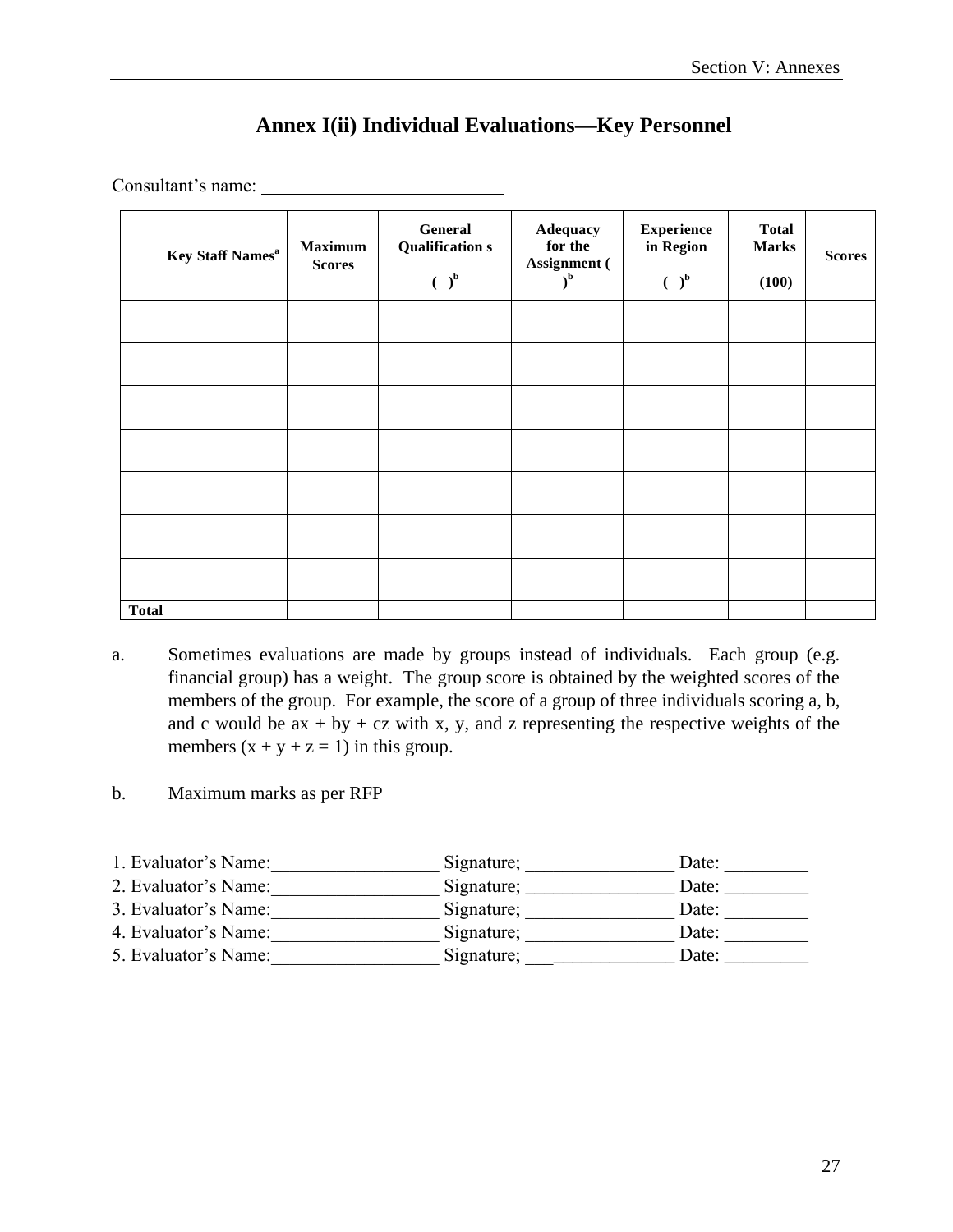## Annex I(ii) Individual Evaluations—Key Personnel

Consultant's name: ___________________________

| Key Staff Names[a] | Maximum Scores | General Qualification s ( )[b] | Adequacy for the Assignment ( )[b] | Experience in Region ( )[b] | Total Marks (100) | Scores |
|---|---|---|---|---|---|---|
| | | | | | | |
| | | | | | | |
| | | | | | | |
| | | | | | | |
| | | | | | | |
| | | | | | | |
| | | | | | | |
| **Total** | | | | | | |

a. Sometimes evaluations are made by groups instead of individuals. Each group (e.g. financial group) has a weight. The group score is obtained by the weighted scores of the members of the group. For example, the score of a group of three individuals scoring a, b, and c would be ax + by + cz with x, y, and z representing the respective weights of the members (x + y + z = 1) in this group.

b. Maximum marks as per RFP

1. Evaluator's Name:__________________ Signature; ________________ Date: _________
2. Evaluator's Name:__________________ Signature; ________________ Date: _________
3. Evaluator's Name:__________________ Signature; ________________ Date: _________
4. Evaluator's Name:__________________ Signature; ________________ Date: _________
5. Evaluator's Name:__________________ Signature; ________________ Date: _________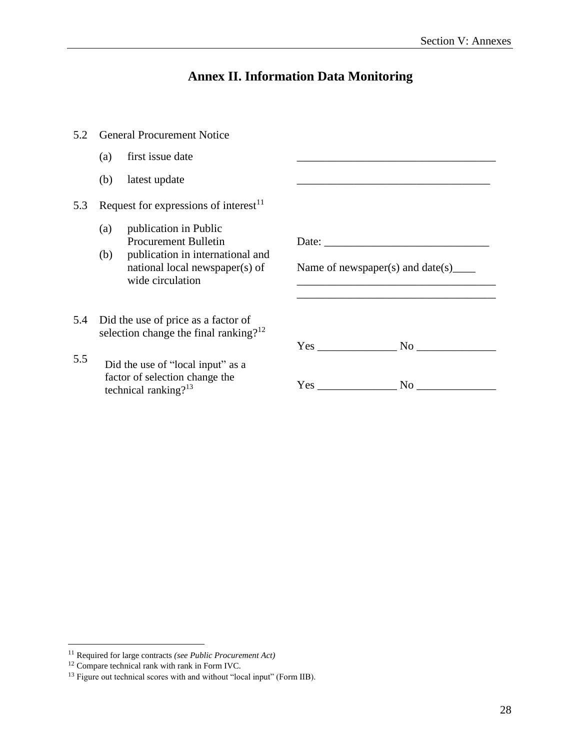## Annex II. Information Data Monitoring

| | | | |
|---|---|---|---|
| 5.2 | General Procurement Notice | | |
| | (a) | first issue date | ___________________________________ |
| | (b) | latest update | __________________________________ |
| 5.3 | Request for expressions of interest[11] | | |
| | (a) | publication in Public Procurement Bulletin | Date: ____________________________ |
| | (b) | publication in international and national local newspaper(s) of wide circulation | Name of newspaper(s) and date(s)____ ___________________________________ ___________________________________ |
| 5.4 | Did the use of price as a factor of selection change the final ranking?[12] | | Yes ______________ No ______________ |
| 5.5 | Did the use of “local input” as a factor of selection change the technical ranking?[13] | | Yes ______________ No ______________ |

[11] Required for large contracts *(see Public Procurement Act)*

[12] Compare technical rank with rank in Form IVC.

[13] Figure out technical scores with and without “local input” (Form IIB).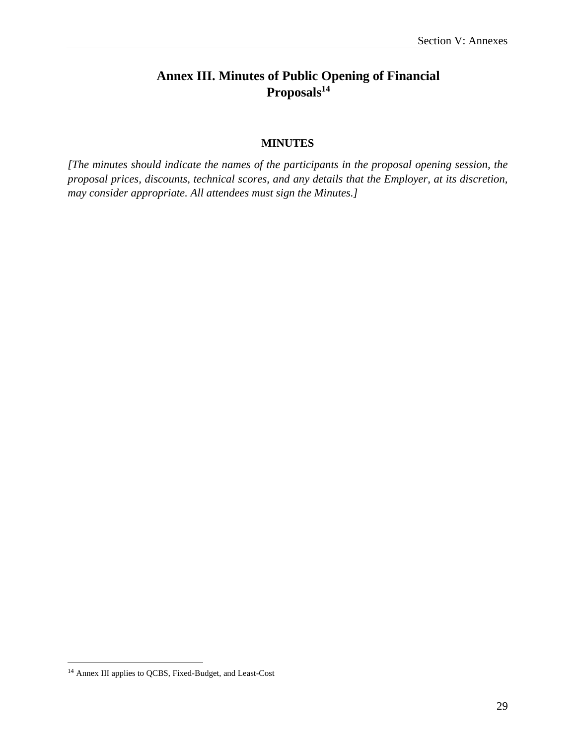# Annex III. Minutes of Public Opening of Financial Proposals[14]

**MINUTES**

*[The minutes should indicate the names of the participants in the proposal opening session, the proposal prices, discounts, technical scores, and any details that the Employer, at its discretion, may consider appropriate. All attendees must sign the Minutes.]*

[14] Annex III applies to QCBS, Fixed-Budget, and Least-Cost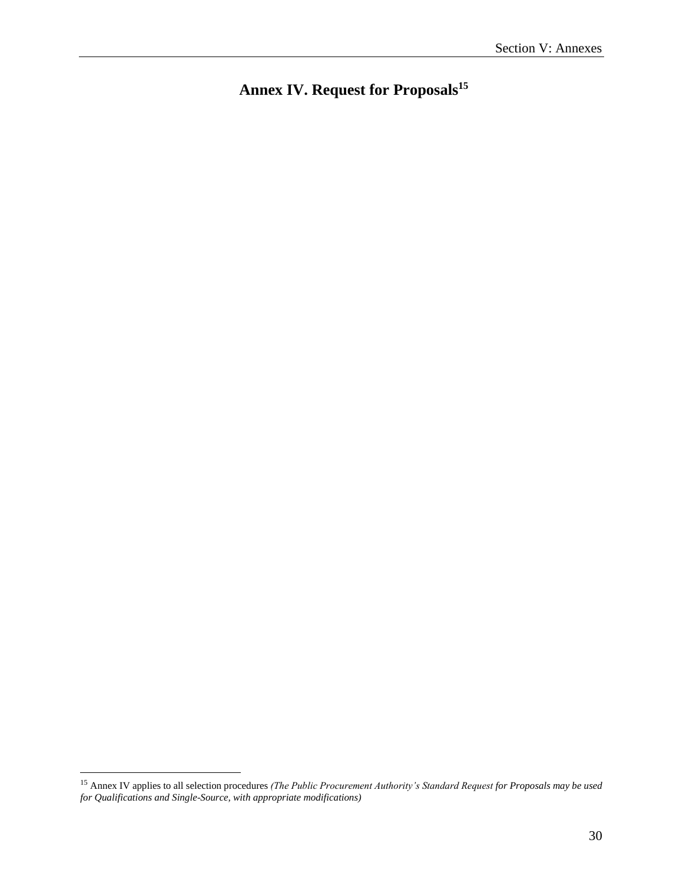# Annex IV. Request for Proposals[15]

[15] Annex IV applies to all selection procedures *(The Public Procurement Authority's Standard Request for Proposals may be used for Qualifications and Single-Source, with appropriate modifications)*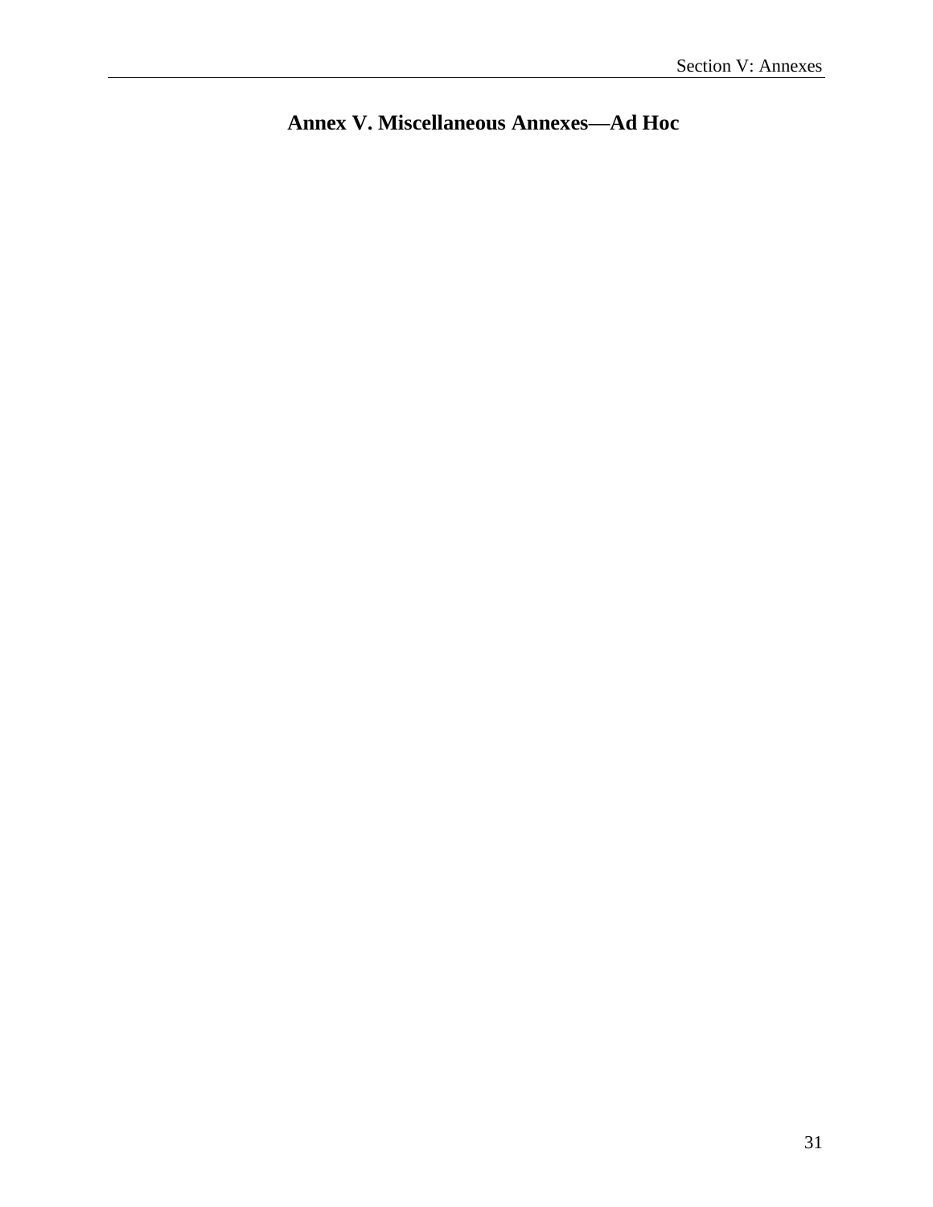# Annex V. Miscellaneous Annexes—Ad Hoc